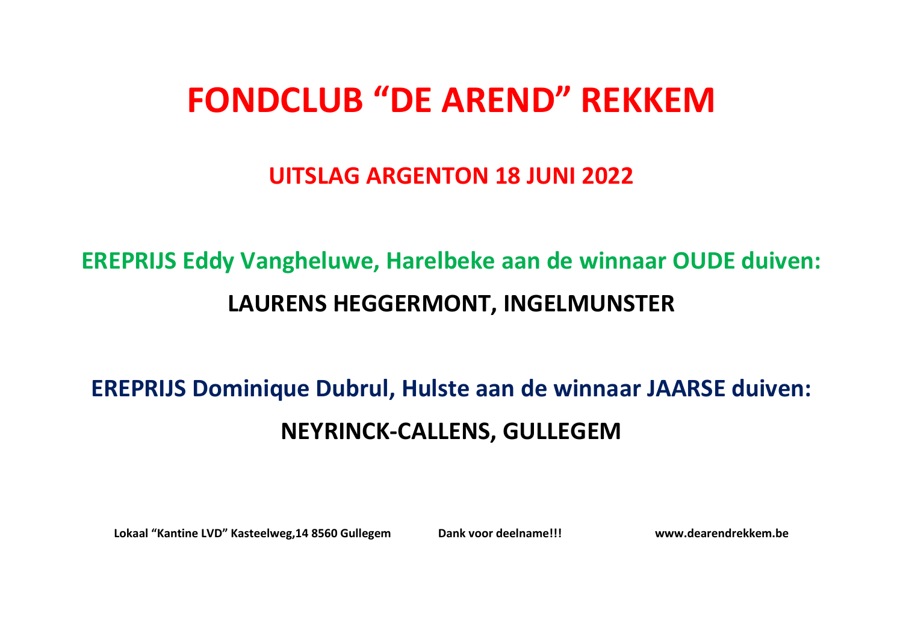# FONDCLUB “DE AREND” REKKEM

## UITSLAG ARGENTON 18 JUNI 2022

**EREPRIJS Eddy Vangheluwe, Harelbeke aan de winnaar OUDE duiven:**

**LAURENS HEGGERMONT, INGELMUNSTER**

**EREPRIJS Dominique Dubrul, Hulste aan de winnaar JAARSE duiven:**

**NEYRINCK-CALLENS, GULLEGEM**

**Lokaal “Kantine LVD” Kasteelweg,14 8560 Gullegem** **Dank voor deelname!!!** **www.dearendrekkem.be**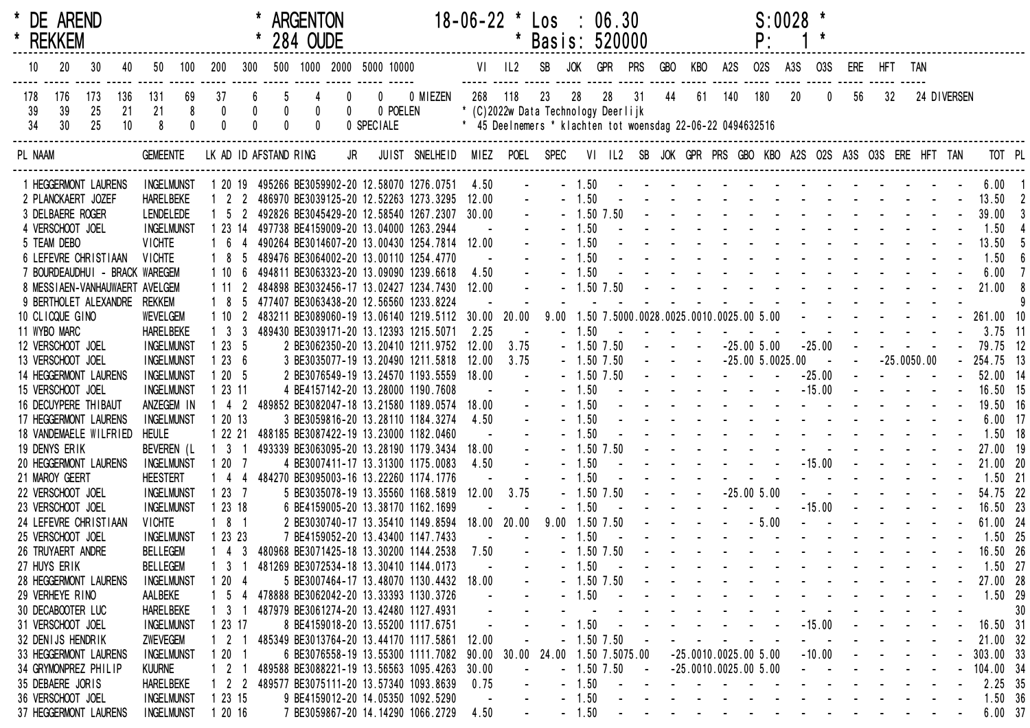\* DE AREND  \* ARGENTON  18-06-22 \* Los : 06.30  S:0028 \*
\* REKKEM  \* 284 OUDE  \* Basis: 520000  P: 1 \*

| 10 | 20 | 30 | 40 | 50 | 100 | 200 | 300 | 500 | 1000 | 2000 | 5000 | 10000 | |
|---|---|---|---|---|---|---|---|---|---|---|---|---|---|
| 178 | 176 | 173 | 136 | 131 | 69 | 37 | 6 | 5 | 4 | 0 | 0 | 0 | MIEZEN |
| 39 | 39 | 25 | 21 | 21 | 8 | 0 | 0 | 0 | 0 | 0 | 0 | | POELEN |
| 34 | 30 | 25 | 10 | 8 | 0 | 0 | 0 | 0 | 0 | 0 | | | SPECIALE |

| VI | IL2 | SB | JOK | GPR | PRS | GBO | KBO | A2S | O2S | A3S | O3S | ERE | HFT | TAN | |
|---|---|---|---|---|---|---|---|---|---|---|---|---|---|---|---|
| 268 | 118 | 23 | 28 | 28 | 31 | 44 | 61 | 140 | 180 | 20 | 0 | 56 | 32 | 24 | DIVERSEN |

\* (C)2022w Data Technology Deerlijk
\* 45 Deelnemers \* klachten tot woensdag 22-06-22 0494632516

| PL | NAAM | GEMEENTE | LK | AD | ID | AFSTAND | RING JR | JUIST | SNELHEID | MIEZ | POEL | SPEC | VI | IL2 | SB | JOK | GPR | PRS | GBO | KBO | A2S | O2S | A3S | O3S | ERE | HFT | TAN | TOT | PL |
|---|---|---|---|---|---|---|---|---|---|---|---|---|---|---|---|---|---|---|---|---|---|---|---|---|---|---|---|---|---|
| 1 | HEGGERMONT LAURENS | INGELMUNST | 1 | 20 | 19 | 495266 | BE3059902-20 | 12.58070 | 1276.0751 | 4.50 | - | - | 1.50 | - | - | - | - | - | - | - | - | - | - | - | - | - | - | 6.00 | 1 |
| 2 | PLANCKAERT JOZEF | HARELBEKE | 1 | 2 | 2 | 486970 | BE3039125-20 | 12.52263 | 1273.3295 | 12.00 | - | - | 1.50 | - | - | - | - | - | - | - | - | - | - | - | - | - | - | 13.50 | 2 |
| 3 | DELBAERE ROGER | LENDELEDE | 1 | 5 | 2 | 492826 | BE3045429-20 | 12.58540 | 1267.2307 | 30.00 | - | - | 1.50 | 7.50 | - | - | - | - | - | - | - | - | - | - | - | - | - | 39.00 | 3 |
| 4 | VERSCHOOT JOEL | INGELMUNST | 1 | 23 | 14 | 497738 | BE4159009-20 | 13.04000 | 1263.2944 | - | - | - | 1.50 | - | - | - | - | - | - | - | - | - | - | - | - | - | - | 1.50 | 4 |
| 5 | TEAM DEBO | VICHTE | 1 | 6 | 4 | 490264 | BE3014607-20 | 13.00430 | 1254.7814 | 12.00 | - | - | 1.50 | - | - | - | - | - | - | - | - | - | - | - | - | - | - | 13.50 | 5 |
| 6 | LEFEVRE CHRISTIAAN | VICHTE | 1 | 8 | 5 | 489476 | BE3064002-20 | 13.00110 | 1254.4770 | - | - | - | 1.50 | - | - | - | - | - | - | - | - | - | - | - | - | - | - | 1.50 | 6 |
| 7 | BOURDEAUDHUI - BRACK | WAREGEM | 1 | 10 | 6 | 494811 | BE3063323-20 | 13.09090 | 1239.6618 | 4.50 | - | - | 1.50 | - | - | - | - | - | - | - | - | - | - | - | - | - | - | 6.00 | 7 |
| 8 | MESSIAEN-VANHAUWAERT | AVELGEM | 1 | 11 | 2 | 484898 | BE3032456-17 | 13.02427 | 1234.7430 | 12.00 | - | - | 1.50 | 7.50 | - | - | - | - | - | - | - | - | - | - | - | - | - | 21.00 | 8 |
| 9 | BERTHOLET ALEXANDRE | REKKEM | 1 | 8 | 5 | 477407 | BE3063438-20 | 12.56560 | 1233.8224 | - | - | - | - | - | - | - | - | - | - | - | - | - | - | - | - | - | - | | 9 |
| 10 | CLICQUE GINO | WEVELGEM | 1 | 10 | 2 | 483211 | BE3089060-19 | 13.06140 | 1219.5112 | 30.00 | 20.00 | 9.00 | 1.50 | 7.50 | 00.00 | 28.00 | 25.00 | 10.00 | 25.00 | 5.00 | - | - | - | - | - | - | - | 261.00 | 10 |
| 11 | WYBO MARC | HARELBEKE | 1 | 3 | 3 | 489430 | BE3039171-20 | 13.12393 | 1215.5071 | 2.25 | - | - | 1.50 | - | - | - | - | - | - | - | - | - | - | - | - | - | - | 3.75 | 11 |
| 12 | VERSCHOOT JOEL | INGELMUNST | 1 | 23 | 5 | 2 | BE3062350-20 | 13.20410 | 1211.9752 | 12.00 | 3.75 | - | 1.50 | 7.50 | - | - | - | - | 25.00 | 5.00 | - | 25.00 | - | - | - | - | - | 79.75 | 12 |
| 13 | VERSCHOOT JOEL | INGELMUNST | 1 | 23 | 6 | 3 | BE3035077-19 | 13.20490 | 1211.5818 | 12.00 | 3.75 | - | 1.50 | 7.50 | - | - | - | - | 25.00 | 5.00 | 25.00 | - | - | - | 25.00 | 50.00 | - | 254.75 | 13 |
| 14 | HEGGERMONT LAURENS | INGELMUNST | 1 | 20 | 5 | 2 | BE3076549-19 | 13.24570 | 1193.5559 | 18.00 | - | - | 1.50 | 7.50 | - | - | - | - | - | - | - | 25.00 | - | - | - | - | - | 52.00 | 14 |
| 15 | VERSCHOOT JOEL | INGELMUNST | 1 | 23 | 11 | 4 | BE4157142-20 | 13.28000 | 1190.7608 | - | - | - | 1.50 | - | - | - | - | - | - | - | - | 15.00 | - | - | - | - | - | 16.50 | 15 |
| 16 | DECUYPERE THIBAUT | ANZEGEM IN | 1 | 4 | 2 | 489852 | BE3082047-18 | 13.21580 | 1189.0574 | 18.00 | - | - | 1.50 | - | - | - | - | - | - | - | - | - | - | - | - | - | - | 19.50 | 16 |
| 17 | HEGGERMONT LAURENS | INGELMUNST | 1 | 20 | 13 | 3 | BE3059816-20 | 13.28110 | 1184.3274 | 4.50 | - | - | 1.50 | - | - | - | - | - | - | - | - | - | - | - | - | - | - | 6.00 | 17 |
| 18 | VANDEMAELE WILFRIED | HEULE | 1 | 22 | 21 | 488185 | BE3087422-19 | 13.23000 | 1182.0460 | - | - | - | 1.50 | - | - | - | - | - | - | - | - | - | - | - | - | - | - | 1.50 | 18 |
| 19 | DENYS ERIK | BEVEREN (L | 1 | 3 | 1 | 493339 | BE3063095-20 | 13.28190 | 1179.3434 | 18.00 | - | - | 1.50 | 7.50 | - | - | - | - | - | - | - | - | - | - | - | - | - | 27.00 | 19 |
| 20 | HEGGERMONT LAURENS | INGELMUNST | 1 | 20 | 7 | 4 | BE3007411-17 | 13.31300 | 1175.0083 | 4.50 | - | - | 1.50 | - | - | - | - | - | - | - | - | 15.00 | - | - | - | - | - | 21.00 | 20 |
| 21 | MAROY GEERT | HEESTERT | 1 | 4 | 4 | 484270 | BE3095003-16 | 13.22260 | 1174.1776 | - | - | - | 1.50 | - | - | - | - | - | - | - | - | - | - | - | - | - | - | 1.50 | 21 |
| 22 | VERSCHOOT JOEL | INGELMUNST | 1 | 23 | 7 | 5 | BE3035078-19 | 13.35560 | 1168.5819 | 12.00 | 3.75 | - | 1.50 | 7.50 | - | - | - | - | 25.00 | 5.00 | - | - | - | - | - | - | - | 54.75 | 22 |
| 23 | VERSCHOOT JOEL | INGELMUNST | 1 | 23 | 18 | 6 | BE4159005-20 | 13.38170 | 1162.1699 | - | - | - | 1.50 | - | - | - | - | - | - | - | - | 15.00 | - | - | - | - | - | 16.50 | 23 |
| 24 | LEFEVRE CHRISTIAAN | VICHTE | 1 | 8 | 1 | 2 | BE3030740-17 | 13.35410 | 1149.8594 | 18.00 | 20.00 | 9.00 | 1.50 | 7.50 | - | - | - | - | - | 5.00 | - | - | - | - | - | - | - | 61.00 | 24 |
| 25 | VERSCHOOT JOEL | INGELMUNST | 1 | 23 | 23 | 7 | BE4159052-20 | 13.43400 | 1147.7433 | - | - | - | 1.50 | - | - | - | - | - | - | - | - | - | - | - | - | - | - | 1.50 | 25 |
| 26 | TRUYAERT ANDRE | BELLEGEM | 1 | 4 | 3 | 480968 | BE3071425-18 | 13.30200 | 1144.2538 | 7.50 | - | - | 1.50 | 7.50 | - | - | - | - | - | - | - | - | - | - | - | - | - | 16.50 | 26 |
| 27 | HUYS ERIK | BELLEGEM | 1 | 3 | 1 | 481269 | BE3072534-18 | 13.30410 | 1144.0173 | - | - | - | 1.50 | - | - | - | - | - | - | - | - | - | - | - | - | - | - | 1.50 | 27 |
| 28 | HEGGERMONT LAURENS | INGELMUNST | 1 | 20 | 4 | 5 | BE3007464-17 | 13.48070 | 1130.4432 | 18.00 | - | - | 1.50 | 7.50 | - | - | - | - | - | - | - | - | - | - | - | - | - | 27.00 | 28 |
| 29 | VERHEYE RINO | AALBEKE | 1 | 5 | 4 | 478888 | BE3062042-20 | 13.33393 | 1130.3726 | - | - | - | 1.50 | - | - | - | - | - | - | - | - | - | - | - | - | - | - | 1.50 | 29 |
| 30 | DECABOOTER LUC | HARELBEKE | 1 | 3 | 1 | 487979 | BE3061274-20 | 13.42480 | 1127.4931 | - | - | - | - | - | - | - | - | - | - | - | - | - | - | - | - | - | - | | 30 |
| 31 | VERSCHOOT JOEL | INGELMUNST | 1 | 23 | 17 | 8 | BE4159018-20 | 13.55200 | 1117.6751 | - | - | - | 1.50 | - | - | - | - | - | - | - | - | 15.00 | - | - | - | - | - | 16.50 | 31 |
| 32 | DENIJS HENDRIK | ZWEVEGEM | 1 | 2 | 1 | 485349 | BE3013764-20 | 13.44170 | 1117.5861 | 12.00 | - | - | 1.50 | 7.50 | - | - | - | - | - | - | - | - | - | - | - | - | - | 21.00 | 32 |
| 33 | HEGGERMONT LAURENS | INGELMUNST | 1 | 20 | 1 | 6 | BE3076558-19 | 13.55300 | 1111.7082 | 90.00 | 30.00 | 24.00 | 1.50 | 7.50 | 75.00 | - | 25.00 | 10.00 | 25.00 | 5.00 | - | 10.00 | - | - | - | - | - | 303.00 | 33 |
| 34 | GRYMONPREZ PHILIP | KUURNE | 1 | 2 | 1 | 489588 | BE3088221-19 | 13.56563 | 1095.4263 | 30.00 | - | - | 1.50 | 7.50 | - | - | 25.00 | 10.00 | 25.00 | 5.00 | - | - | - | - | - | - | - | 104.00 | 34 |
| 35 | DEBAERE JORIS | HARELBEKE | 1 | 2 | 2 | 489577 | BE3075111-20 | 13.57340 | 1093.8639 | 0.75 | - | - | 1.50 | - | - | - | - | - | - | - | - | - | - | - | - | - | - | 2.25 | 35 |
| 36 | VERSCHOOT JOEL | INGELMUNST | 1 | 23 | 15 | 9 | BE4159012-20 | 14.05350 | 1092.5290 | - | - | - | 1.50 | - | - | - | - | - | - | - | - | - | - | - | - | - | - | 1.50 | 36 |
| 37 | HEGGERMONT LAURENS | INGELMUNST | 1 | 20 | 16 | 7 | BE3059867-20 | 14.14290 | 1066.2729 | 4.50 | - | - | 1.50 | - | - | - | - | - | - | - | - | - | - | - | - | - | - | 6.00 | 37 |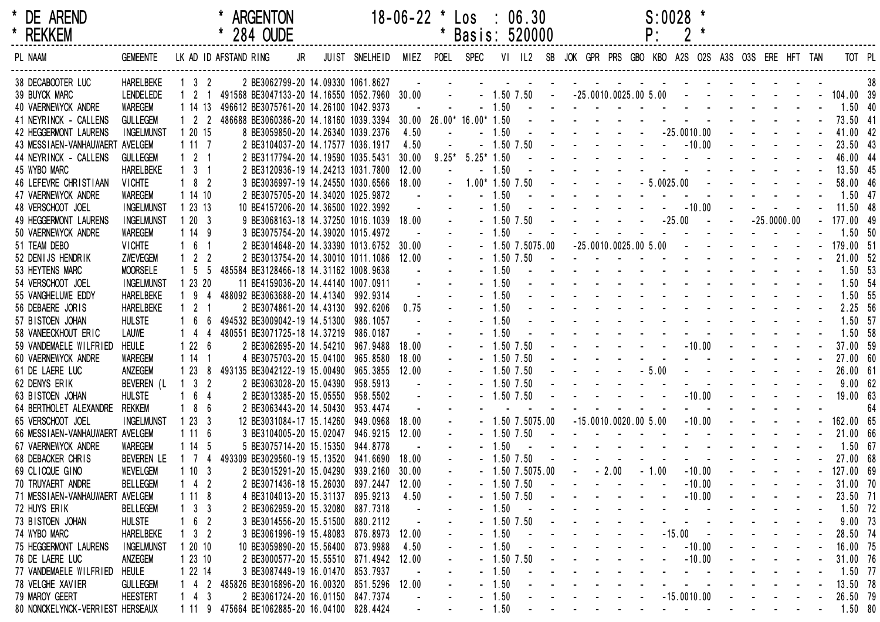\* DE AREND \* ARGENTON 18-06-22 \* Los : 06.30 S:0028 \*
\* REKKEM \* 284 OUDE \* Basis: 520000 P: 2 \*

| PL | NAAM | GEMEENTE | LK | AD | ID | AFSTAND | RING | JR | JUIST | SNELHEID | MIEZ | POEL | SPEC | VI | IL2 | SB | JOK | GPR | PRS | GBO | KBO | A2S | O2S | A3S | O3S | ERE | HFT | TAN | TOT | PL |
|---|---|---|---|---|---|---|---|---|---|---|---|---|---|---|---|---|---|---|---|---|---|---|---|---|---|---|---|---|---|---|
| 38 | DECABOOTER LUC | HARELBEKE | 1 | 3 | 2 | 2 | BE3062799 | 20 | 14.09330 | 1061.8627 | - | - | - | - | - | - | - | - | - | - | - | - | - | - | - | - | - | - | | 38 |
| 39 | BUYCK MARC | LENDELEDE | 1 | 2 | 1 | 491568 | BE3047133 | 20 | 14.16550 | 1052.7960 | 30.00 | - | - | 1.50 | 7.50 | - | - | 25.00 | 10.00 | 25.00 | 5.00 | - | - | - | - | - | - | - | 104.00 | 39 |
| 40 | VAERNEWYCK ANDRE | WAREGEM | 1 | 14 | 13 | 496612 | BE3075761 | 20 | 14.26100 | 1042.9373 | - | - | - | 1.50 | - | - | - | - | - | - | - | - | - | - | - | - | - | - | 1.50 | 40 |
| 41 | NEYRINCK - CALLENS | GULLEGEM | 1 | 2 | 2 | 486688 | BE3060386 | 20 | 14.18160 | 1039.3394 | 30.00 | 26.00* | 16.00* | 1.50 | - | - | - | - | - | - | - | - | - | - | - | - | - | - | 73.50 | 41 |
| 42 | HEGGERMONT LAURENS | INGELMUNST | 1 | 20 | 15 | 8 | BE3059850 | 20 | 14.26340 | 1039.2376 | 4.50 | - | - | 1.50 | - | - | - | - | - | - | - | 25.00 | 10.00 | - | - | - | - | - | 41.00 | 42 |
| 43 | MESSIAEN-VANHAUWAERT | AVELGEM | 1 | 11 | 7 | 2 | BE3104037 | 20 | 14.17577 | 1036.1917 | 4.50 | - | - | 1.50 | 7.50 | - | - | - | - | - | - | - | 10.00 | - | - | - | - | - | 23.50 | 43 |
| 44 | NEYRINCK - CALLENS | GULLEGEM | 1 | 2 | 1 | 2 | BE3117794 | 20 | 14.19590 | 1035.5431 | 30.00 | 9.25* | 5.25* | 1.50 | - | - | - | - | - | - | - | - | - | - | - | - | - | - | 46.00 | 44 |
| 45 | WYBO MARC | HARELBEKE | 1 | 3 | 1 | 2 | BE3120936 | 19 | 14.24213 | 1031.7800 | 12.00 | - | - | 1.50 | - | - | - | - | - | - | - | - | - | - | - | - | - | - | 13.50 | 45 |
| 46 | LEFEVRE CHRISTIAAN | VICHTE | 1 | 8 | 2 | 3 | BE3036997 | 19 | 14.24550 | 1030.6566 | 18.00 | - | 1.00* | 1.50 | 7.50 | - | - | - | - | - | 5.00 | 25.00 | - | - | - | - | - | - | 58.00 | 46 |
| 47 | VAERNEWYCK ANDRE | WAREGEM | 1 | 14 | 10 | 2 | BE3075705 | 20 | 14.34020 | 1025.9872 | - | - | - | 1.50 | - | - | - | - | - | - | - | - | - | - | - | - | - | - | 1.50 | 47 |
| 48 | VERSCHOOT JOEL | INGELMUNST | 1 | 23 | 13 | 10 | BE4157206 | 20 | 14.36500 | 1022.3992 | - | - | - | 1.50 | - | - | - | - | - | - | - | - | 10.00 | - | - | - | - | - | 11.50 | 48 |
| 49 | HEGGERMONT LAURENS | INGELMUNST | 1 | 20 | 3 | 9 | BE3068163 | 18 | 14.37250 | 1016.1039 | 18.00 | - | - | 1.50 | 7.50 | - | - | - | - | - | - | 25.00 | - | - | - | 25.00 | 100.00 | - | 177.00 | 49 |
| 50 | VAERNEWYCK ANDRE | WAREGEM | 1 | 14 | 9 | 3 | BE3075754 | 20 | 14.39020 | 1015.4972 | - | - | - | 1.50 | - | - | - | - | - | - | - | - | - | - | - | - | - | - | 1.50 | 50 |
| 51 | TEAM DEBO | VICHTE | 1 | 6 | 1 | 2 | BE3014648 | 20 | 14.33390 | 1013.6752 | 30.00 | - | - | 1.50 | 7.50 | 75.00 | - | 25.00 | 10.00 | 25.00 | 5.00 | - | - | - | - | - | - | - | 179.00 | 51 |
| 52 | DENIJS HENDRIK | ZWEVEGEM | 1 | 2 | 2 | 2 | BE3013754 | 20 | 14.30010 | 1011.1086 | 12.00 | - | - | 1.50 | 7.50 | - | - | - | - | - | - | - | - | - | - | - | - | - | 21.00 | 52 |
| 53 | HEYTENS MARC | MOORSELE | 1 | 5 | 5 | 485584 | BE3128466 | 18 | 14.31162 | 1008.9638 | - | - | - | 1.50 | - | - | - | - | - | - | - | - | - | - | - | - | - | - | 1.50 | 53 |
| 54 | VERSCHOOT JOEL | INGELMUNST | 1 | 23 | 20 | 11 | BE4159036 | 20 | 14.44140 | 1007.0911 | - | - | - | 1.50 | - | - | - | - | - | - | - | - | - | - | - | - | - | - | 1.50 | 54 |
| 55 | VANGHELUWE EDDY | HARELBEKE | 1 | 9 | 4 | 488092 | BE3063688 | 20 | 14.41340 | 992.9314 | - | - | - | 1.50 | - | - | - | - | - | - | - | - | - | - | - | - | - | - | 1.50 | 55 |
| 56 | DEBAERE JORIS | HARELBEKE | 1 | 2 | 1 | 2 | BE3074861 | 20 | 14.43130 | 992.6206 | 0.75 | - | - | 1.50 | - | - | - | - | - | - | - | - | - | - | - | - | - | - | 2.25 | 56 |
| 57 | BISTOEN JOHAN | HULSTE | 1 | 6 | 6 | 494532 | BE3009042 | 19 | 14.51300 | 986.1057 | - | - | - | 1.50 | - | - | - | - | - | - | - | - | - | - | - | - | - | - | 1.50 | 57 |
| 58 | VANEECKHOUT ERIC | LAUWE | 1 | 4 | 4 | 480551 | BE3071725 | 18 | 14.37219 | 986.0187 | - | - | - | 1.50 | - | - | - | - | - | - | - | - | - | - | - | - | - | - | 1.50 | 58 |
| 59 | VANDEMAELE WILFRIED | HEULE | 1 | 22 | 6 | 2 | BE3062695 | 20 | 14.54210 | 967.9488 | 18.00 | - | - | 1.50 | 7.50 | - | - | - | - | - | - | - | 10.00 | - | - | - | - | - | 37.00 | 59 |
| 60 | VAERNEWYCK ANDRE | WAREGEM | 1 | 14 | 1 | 4 | BE3075703 | 20 | 15.04100 | 965.8580 | 18.00 | - | - | 1.50 | 7.50 | - | - | - | - | - | - | - | - | - | - | - | - | - | 27.00 | 60 |
| 61 | DE LAERE LUC | ANZEGEM | 1 | 23 | 8 | 493135 | BE3042122 | 19 | 15.00490 | 965.3855 | 12.00 | - | - | 1.50 | 7.50 | - | - | - | - | - | 5.00 | - | - | - | - | - | - | - | 26.00 | 61 |
| 62 | DENYS ERIK | BEVEREN (L | 1 | 3 | 2 | 2 | BE3063028 | 20 | 15.04390 | 958.5913 | - | - | - | 1.50 | 7.50 | - | - | - | - | - | - | - | - | - | - | - | - | - | 9.00 | 62 |
| 63 | BISTOEN JOHAN | HULSTE | 1 | 6 | 4 | 2 | BE3013385 | 20 | 15.05550 | 958.5502 | - | - | - | 1.50 | 7.50 | - | - | - | - | - | - | - | 10.00 | - | - | - | - | - | 19.00 | 63 |
| 64 | BERTHOLET ALEXANDRE | REKKEM | 1 | 8 | 6 | 2 | BE3063443 | 20 | 14.50430 | 953.4474 | - | - | - | - | - | - | - | - | - | - | - | - | - | - | - | - | - | - | | 64 |
| 65 | VERSCHOOT JOEL | INGELMUNST | 1 | 23 | 3 | 12 | BE3031084 | 17 | 15.14260 | 949.0968 | 18.00 | - | - | 1.50 | 7.50 | 75.00 | - | 15.00 | 10.00 | 20.00 | 5.00 | - | 10.00 | - | - | - | - | - | 162.00 | 65 |
| 66 | MESSIAEN-VANHAUWAERT | AVELGEM | 1 | 11 | 6 | 3 | BE3104005 | 20 | 15.02047 | 946.9215 | 12.00 | - | - | 1.50 | 7.50 | - | - | - | - | - | - | - | - | - | - | - | - | - | 21.00 | 66 |
| 67 | VAERNEWYCK ANDRE | WAREGEM | 1 | 14 | 5 | 5 | BE3075714 | 20 | 15.15350 | 944.8778 | - | - | - | 1.50 | - | - | - | - | - | - | - | - | - | - | - | - | - | - | 1.50 | 67 |
| 68 | DEBACKER CHRIS | BEVEREN LE | 1 | 7 | 4 | 493309 | BE3029560 | 19 | 15.13520 | 941.6690 | 18.00 | - | - | 1.50 | 7.50 | - | - | - | - | - | - | - | - | - | - | - | - | - | 27.00 | 68 |
| 69 | CLICQUE GINO | WEVELGEM | 1 | 10 | 3 | 2 | BE3015291 | 20 | 15.04290 | 939.2160 | 30.00 | - | - | 1.50 | 7.50 | 75.00 | - | - | 2.00 | - | 1.00 | - | 10.00 | - | - | - | - | - | 127.00 | 69 |
| 70 | TRUYAERT ANDRE | BELLEGEM | 1 | 4 | 2 | 2 | BE3071436 | 18 | 15.26030 | 897.2447 | 12.00 | - | - | 1.50 | 7.50 | - | - | - | - | - | - | - | 10.00 | - | - | - | - | - | 31.00 | 70 |
| 71 | MESSIAEN-VANHAUWAERT | AVELGEM | 1 | 11 | 8 | 4 | BE3104013 | 20 | 15.31137 | 895.9213 | 4.50 | - | - | 1.50 | 7.50 | - | - | - | - | - | - | - | 10.00 | - | - | - | - | - | 23.50 | 71 |
| 72 | HUYS ERIK | BELLEGEM | 1 | 3 | 3 | 2 | BE3062959 | 20 | 15.32080 | 887.7318 | - | - | - | 1.50 | - | - | - | - | - | - | - | - | - | - | - | - | - | - | 1.50 | 72 |
| 73 | BISTOEN JOHAN | HULSTE | 1 | 6 | 2 | 3 | BE3014556 | 20 | 15.51500 | 880.2112 | - | - | - | 1.50 | 7.50 | - | - | - | - | - | - | - | - | - | - | - | - | - | 9.00 | 73 |
| 74 | WYBO MARC | HARELBEKE | 1 | 3 | 2 | 3 | BE3061996 | 19 | 15.48083 | 876.8973 | 12.00 | - | - | 1.50 | - | - | - | - | - | - | - | 15.00 | - | - | - | - | - | - | 28.50 | 74 |
| 75 | HEGGERMONT LAURENS | INGELMUNST | 1 | 20 | 10 | 10 | BE3059890 | 20 | 15.56400 | 873.9988 | 4.50 | - | - | 1.50 | - | - | - | - | - | - | - | - | 10.00 | - | - | - | - | - | 16.00 | 75 |
| 76 | DE LAERE LUC | ANZEGEM | 1 | 23 | 10 | 2 | BE3000577 | 20 | 15.55510 | 871.4942 | 12.00 | - | - | 1.50 | 7.50 | - | - | - | - | - | - | - | 10.00 | - | - | - | - | - | 31.00 | 76 |
| 77 | VANDEMAELE WILFRIED | HEULE | 1 | 22 | 14 | 3 | BE3087449 | 19 | 16.01470 | 853.7937 | - | - | - | 1.50 | - | - | - | - | - | - | - | - | - | - | - | - | - | - | 1.50 | 77 |
| 78 | VELGHE XAVIER | GULLEGEM | 1 | 4 | 2 | 485826 | BE3016896 | 20 | 16.00320 | 851.5296 | 12.00 | - | - | 1.50 | - | - | - | - | - | - | - | - | - | - | - | - | - | - | 13.50 | 78 |
| 79 | MAROY GEERT | HEESTERT | 1 | 4 | 3 | 2 | BE3061724 | 20 | 16.01150 | 847.7374 | - | - | - | 1.50 | - | - | - | - | - | - | - | 15.00 | 10.00 | - | - | - | - | - | 26.50 | 79 |
| 80 | NONCKELYNCK-VERRIEST | HERSEAUX | 1 | 11 | 9 | 475664 | BE1062885 | 20 | 16.04100 | 828.4424 | - | - | - | 1.50 | - | - | - | - | - | - | - | - | - | - | - | - | - | - | 1.50 | 80 |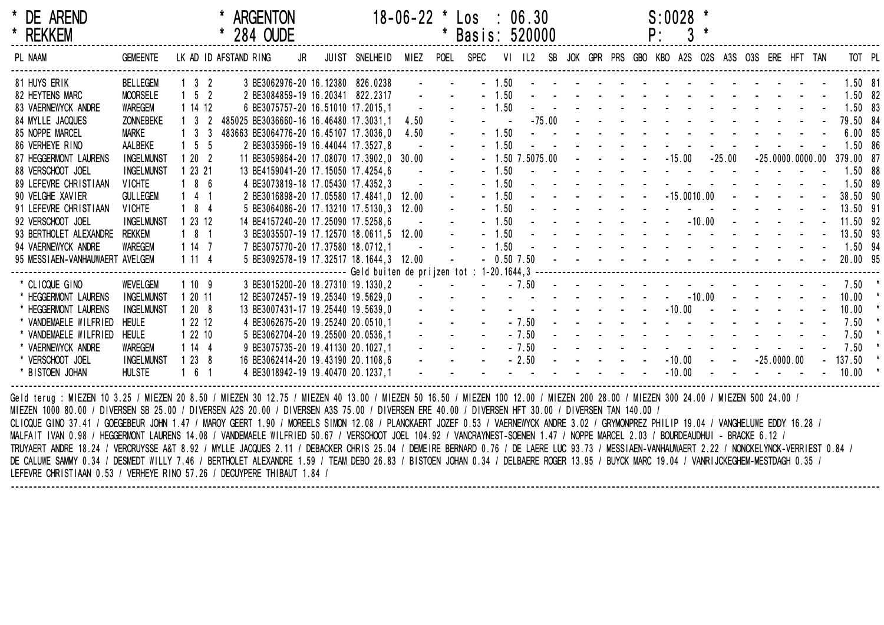**\* DE AREND** **\* ARGENTON** 18-06-22 \* Los : 06.30 S:0028 \*
**\* REKKEM** **\* 284 OUDE** \* Basis: 520000 P: 3 \*

| PL | NAAM | GEMEENTE | LK | AD | ID | AFSTAND | RING | JR | JUIST | SNELHEID | MIEZ | POEL | SPEC | VI | IL2 | SB | JOK | GPR | PRS | GBO | KBO | A2S | O2S | A3S | O3S | ERE | HFT | TAN | TOT | PL |
|---|---|---|---|---|---|---|---|---|---|---|---|---|---|---|---|---|---|---|---|---|---|---|---|---|---|---|---|---|---|---|
| 81 | HUYS ERIK | BELLEGEM | 1 | 3 | 2 | | 3 BE3062976-20 | | 16.12380 | 826.0238 | - | - | - | 1.50 | - | - | - | - | - | - | - | - | - | - | - | - | - | - | 1.50 | 81 |
| 82 | HEYTENS MARC | MOORSELE | 1 | 5 | 2 | | 2 BE3084859-19 | | 16.20341 | 822.2317 | - | - | - | 1.50 | - | - | - | - | - | - | - | - | - | - | - | - | - | - | 1.50 | 82 |
| 83 | VAERNEWYCK ANDRE | WAREGEM | 1 | 14 | 12 | | 6 BE3075757-20 | | 16.51010 | 17.2015,1 | - | - | - | 1.50 | - | - | - | - | - | - | - | - | - | - | - | - | - | - | 1.50 | 83 |
| 84 | MYLLE JACQUES | ZONNEBEKE | 1 | 3 | 2 | 485025 | BE3036660-16 | | 16.46480 | 17.3031,1 | 4.50 | - | - | - | - | 75.00 | - | - | - | - | - | - | - | - | - | - | - | - | 79.50 | 84 |
| 85 | NOPPE MARCEL | MARKE | 1 | 3 | 3 | 483663 | BE3064776-20 | | 16.45107 | 17.3036,0 | 4.50 | - | - | 1.50 | - | - | - | - | - | - | - | - | - | - | - | - | - | - | 6.00 | 85 |
| 86 | VERHEYE RINO | AALBEKE | 1 | 5 | 5 | | 2 BE3035966-19 | | 16.44044 | 17.3527,8 | - | - | - | 1.50 | - | - | - | - | - | - | - | - | - | - | - | - | - | - | 1.50 | 86 |
| 87 | HEGGERMONT LAURENS | INGELMUNST | 1 | 20 | 2 | | 11 BE3059864-20 | | 17.08070 | 17.3902,0 | 30.00 | - | - | 1.50 | 7.50 | 75.00 | - | - | - | - | - | 15.00 | - | 25.00 | - | 25.00 | 100.00 | 100.00 | 379.00 | 87 |
| 88 | VERSCHOOT JOEL | INGELMUNST | 1 | 23 | 21 | | 13 BE4159041-20 | | 17.15050 | 17.4254,6 | - | - | - | 1.50 | - | - | - | - | - | - | - | - | - | - | - | - | - | - | 1.50 | 88 |
| 89 | LEFEVRE CHRISTIAAN | VICHTE | 1 | 8 | 6 | | 4 BE3073819-18 | | 17.05430 | 17.4352,3 | - | - | - | 1.50 | - | - | - | - | - | - | - | - | - | - | - | - | - | - | 1.50 | 89 |
| 90 | VELGHE XAVIER | GULLEGEM | 1 | 4 | 1 | | 2 BE3016898-20 | | 17.05580 | 17.4841,0 | 12.00 | - | - | 1.50 | - | - | - | - | - | - | - | 15.00 | 10.00 | - | - | - | - | - | 38.50 | 90 |
| 91 | LEFEVRE CHRISTIAAN | VICHTE | 1 | 8 | 4 | | 5 BE3064086-20 | | 17.13210 | 17.5130,3 | 12.00 | - | - | 1.50 | - | - | - | - | - | - | - | - | - | - | - | - | - | - | 13.50 | 91 |
| 92 | VERSCHOOT JOEL | INGELMUNST | 1 | 23 | 12 | | 14 BE4157240-20 | | 17.25090 | 17.5258,6 | - | - | - | 1.50 | - | - | - | - | - | - | - | - | 10.00 | - | - | - | - | - | 11.50 | 92 |
| 93 | BERTHOLET ALEXANDRE | REKKEM | 1 | 8 | 1 | | 3 BE3035507-19 | | 17.12570 | 18.0611,5 | 12.00 | - | - | 1.50 | - | - | - | - | - | - | - | - | - | - | - | - | - | - | 13.50 | 93 |
| 94 | VAERNEWYCK ANDRE | WAREGEM | 1 | 14 | 7 | | 7 BE3075770-20 | | 17.37580 | 18.0712,1 | - | - | - | 1.50 | - | - | - | - | - | - | - | - | - | - | - | - | - | - | 1.50 | 94 |
| 95 | MESSIAEN-VANHAUWAERT | AVELGEM | 1 | 11 | 4 | | 5 BE3092578-19 | | 17.32517 | 18.1644,3 | 12.00 | - | - | 0.50 | 7.50 | - | - | - | - | - | - | - | - | - | - | - | - | - | 20.00 | 95 |
| | Geld buiten de prijzen tot : 1-20.1644,3 | | | | | | | | | | | | | | | | | | | | | | | | | | | | | |
| * | CLICQUE GINO | WEVELGEM | 1 | 10 | 9 | | 3 BE3015200-20 | | 18.27310 | 19.1330,2 | - | - | - | - | 7.50 | - | - | - | - | - | - | - | - | - | - | - | - | - | 7.50 | * |
| * | HEGGERMONT LAURENS | INGELMUNST | 1 | 20 | 11 | | 12 BE3072457-19 | | 19.25340 | 19.5629,0 | - | - | - | - | - | - | - | - | - | - | - | - | 10.00 | - | - | - | - | - | 10.00 | * |
| * | HEGGERMONT LAURENS | INGELMUNST | 1 | 20 | 8 | | 13 BE3007431-17 | | 19.25440 | 19.5639,0 | - | - | - | - | - | - | - | - | - | - | - | 10.00 | - | - | - | - | - | - | 10.00 | * |
| * | VANDEMAELE WILFRIED | HEULE | 1 | 22 | 12 | | 4 BE3062675-20 | | 19.25240 | 20.0510,1 | - | - | - | - | 7.50 | - | - | - | - | - | - | - | - | - | - | - | - | - | 7.50 | * |
| * | VANDEMAELE WILFRIED | HEULE | 1 | 22 | 10 | | 5 BE3062704-20 | | 19.25500 | 20.0536,1 | - | - | - | - | 7.50 | - | - | - | - | - | - | - | - | - | - | - | - | - | 7.50 | * |
| * | VAERNEWYCK ANDRE | WAREGEM | 1 | 14 | 4 | | 9 BE3075735-20 | | 19.41130 | 20.1027,1 | - | - | - | - | 7.50 | - | - | - | - | - | - | - | - | - | - | - | - | - | 7.50 | * |
| * | VERSCHOOT JOEL | INGELMUNST | 1 | 23 | 8 | | 16 BE3062414-20 | | 19.43190 | 20.1108,6 | - | - | - | - | 2.50 | - | - | - | - | - | - | 10.00 | - | - | - | 25.00 | 100.00 | - | 137.50 | * |
| * | BISTOEN JOHAN | HULSTE | 1 | 6 | 1 | | 4 BE3018942-19 | | 19.40470 | 20.1237,1 | - | - | - | - | - | - | - | - | - | - | - | 10.00 | - | - | - | - | - | - | 10.00 | * |

Geld terug : MIEZEN 10 3.25 / MIEZEN 20 8.50 / MIEZEN 30 12.75 / MIEZEN 40 13.00 / MIEZEN 50 16.50 / MIEZEN 100 12.00 / MIEZEN 200 28.00 / MIEZEN 300 24.00 / MIEZEN 500 24.00 /
MIEZEN 1000 80.00 / DIVERSEN SB 25.00 / DIVERSEN A2S 20.00 / DIVERSEN A3S 75.00 / DIVERSEN ERE 40.00 / DIVERSEN HFT 30.00 / DIVERSEN TAN 140.00 /
CLICQUE GINO 37.41 / GOEGEBEUR JOHN 1.47 / MAROY GEERT 1.90 / MOREELS SIMON 12.08 / PLANCKAERT JOZEF 0.53 / VAERNEWYCK ANDRE 3.02 / GRYMONPREZ PHILIP 19.04 / VANGHELUWE EDDY 16.28 /
MALFAIT IVAN 0.98 / HEGGERMONT LAURENS 14.08 / VANDEMAELE WILFRIED 50.67 / VERSCHOOT JOEL 104.92 / VANCRAYNEST-SOENEN 1.47 / NOPPE MARCEL 2.03 / BOURDEAUDHUI - BRACKE 6.12 /
TRUYAERT ANDRE 18.24 / VERCRUYSSE A&T 8.92 / MYLLE JACQUES 2.11 / DEBACKER CHRIS 25.04 / DEMEIRE BERNARD 0.76 / DE LAERE LUC 93.73 / MESSIAEN-VANHAUWAERT 2.22 / NONCKELYNCK-VERRIEST 0.84 /
DE CALUWE SAMMY 0.34 / DESMEDT WILLY 7.46 / BERTHOLET ALEXANDRE 1.59 / TEAM DEBO 26.83 / BISTOEN JOHAN 0.34 / DELBAERE ROGER 13.95 / BUYCK MARC 19.04 / VANRIJCKEGHEM-MESTDAGH 0.35 /
LEFEVRE CHRISTIAAN 0.53 / VERHEYE RINO 57.26 / DECUYPERE THIBAUT 1.84 /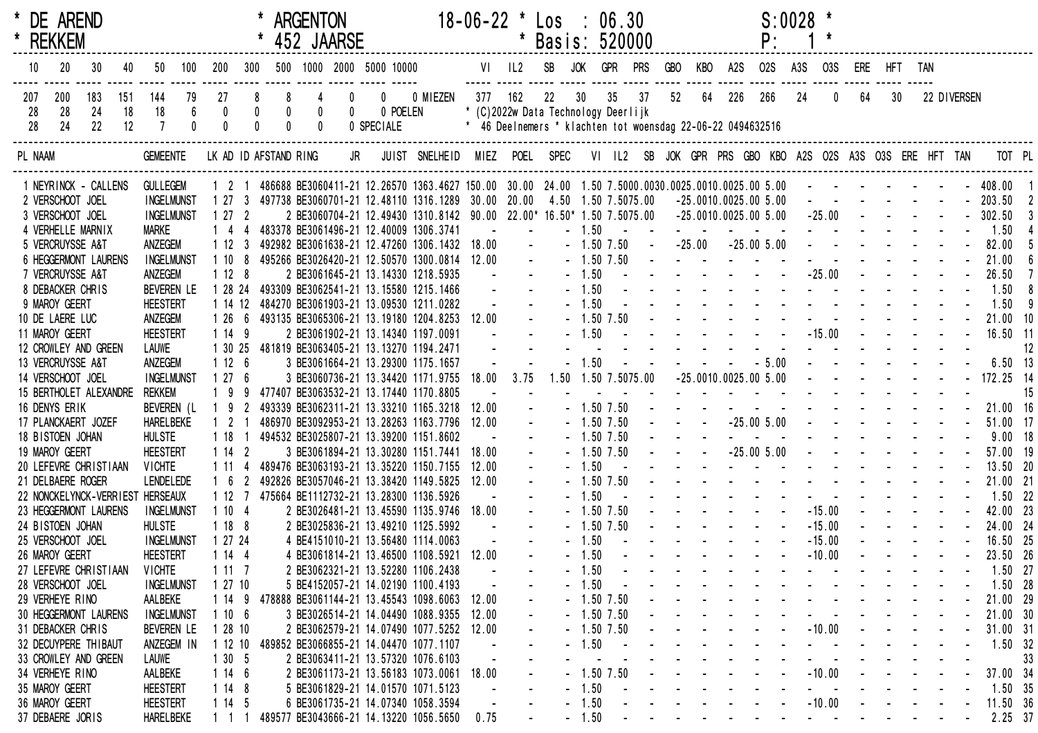* DE AREND * ARGENTON 18-06-22 * Los : 06.30 S:0028 *
* REKKEM * 452 JAARSE * Basis: 520000 P: 1 *

| 10 | 20 | 30 | 40 | 50 | 100 | 200 | 300 | 500 | 1000 | 2000 | 5000 | 10000 | |
|---|---|---|---|---|---|---|---|---|---|---|---|---|---|
| 207 | 200 | 183 | 151 | 144 | 79 | 27 | 8 | 8 | 4 | 0 | 0 | 0 | MIEZEN |
| 28 | 28 | 24 | 18 | 18 | 6 | 0 | 0 | 0 | 0 | 0 | 0 | | POELEN |
| 28 | 24 | 22 | 12 | 7 | 0 | 0 | 0 | 0 | 0 | 0 | | | SPECIALE |

| VI | IL2 | SB | JOK | GPR | PRS | GBO | KBO | A2S | O2S | A3S | O3S | ERE | HFT | TAN | |
|---|---|---|---|---|---|---|---|---|---|---|---|---|---|---|---|
| 377 | 162 | 22 | 30 | 35 | 37 | 52 | 64 | 226 | 266 | 24 | 0 | 64 | 30 | 22 | DIVERSEN |

* (C)2022w Data Technology Deerlijk
* 46 Deelnemers * klachten tot woensdag 22-06-22 0494632516

| PL | NAAM | GEMEENTE | LK | AD | ID | AFSTAND | RING JR | JUIST | SNELHEID | MIEZ | POEL | SPEC | VI | IL2 | SB | JOK | GPR | PRS | GBO | KBO | A2S | O2S | A3S | O3S | ERE | HFT | TAN | TOT | PL |
|---|---|---|---|---|---|---|---|---|---|---|---|---|---|---|---|---|---|---|---|---|---|---|---|---|---|---|---|---|---|
| 1 | NEYRINCK - CALLENS | GULLEGEM | 1 | 2 | 1 | 486688 | BE3060411-21 | 12.26570 | 1363.4627 | 150.00 | 30.00 | 24.00 | 1.50 | 7.50 | 00.00 | 30.00 | 25.00 | 10.00 | 25.00 | 5.00 | - | - | - | - | - | - | - | 408.00 | 1 |
| 2 | VERSCHOOT JOEL | INGELMUNST | 1 | 27 | 3 | 497738 | BE3060701-21 | 12.48110 | 1316.1289 | 30.00 | 20.00 | 4.50 | 1.50 | 7.50 | 75.00 | - | 25.00 | 10.00 | 25.00 | 5.00 | - | - | - | - | - | - | - | 203.50 | 2 |
| 3 | VERSCHOOT JOEL | INGELMUNST | 1 | 27 | 2 | 2 | BE3060704-21 | 12.49430 | 1310.8142 | 90.00 | 22.00* | 16.50* | 1.50 | 7.50 | 75.00 | - | 25.00 | 10.00 | 25.00 | 5.00 | - | 25.00 | - | - | - | - | - | 302.50 | 3 |
| 4 | VERHELLE MARNIX | MARKE | 1 | 4 | 4 | 483378 | BE3061496-21 | 12.40009 | 1306.3741 | - | - | - | 1.50 | - | - | - | - | - | - | - | - | - | - | - | - | - | - | 1.50 | 4 |
| 5 | VERCRUYSSE A&T | ANZEGEM | 1 | 12 | 3 | 492982 | BE3061638-21 | 12.47260 | 1306.1432 | 18.00 | - | - | 1.50 | 7.50 | - | - | 25.00 | - | 25.00 | 5.00 | - | - | - | - | - | - | - | 82.00 | 5 |
| 6 | HEGGERMONT LAURENS | INGELMUNST | 1 | 10 | 8 | 495266 | BE3026420-21 | 12.50570 | 1300.0814 | 12.00 | - | - | 1.50 | 7.50 | - | - | - | - | - | - | - | - | - | - | - | - | - | 21.00 | 6 |
| 7 | VERCRUYSSE A&T | ANZEGEM | 1 | 12 | 8 | 2 | BE3061645-21 | 13.14330 | 1218.5935 | - | - | - | 1.50 | - | - | - | - | - | - | - | - | 25.00 | - | - | - | - | - | 26.50 | 7 |
| 8 | DEBACKER CHRIS | BEVEREN LE | 1 | 28 | 24 | 493309 | BE3062541-21 | 13.15580 | 1215.1466 | - | - | - | 1.50 | - | - | - | - | - | - | - | - | - | - | - | - | - | - | 1.50 | 8 |
| 9 | MAROY GEERT | HEESTERT | 1 | 14 | 12 | 484270 | BE3061903-21 | 13.09530 | 1211.0282 | - | - | - | 1.50 | - | - | - | - | - | - | - | - | - | - | - | - | - | - | 1.50 | 9 |
| 10 | DE LAERE LUC | ANZEGEM | 1 | 26 | 6 | 493135 | BE3065306-21 | 13.19180 | 1204.8253 | 12.00 | - | - | 1.50 | 7.50 | - | - | - | - | - | - | - | - | - | - | - | - | - | 21.00 | 10 |
| 11 | MAROY GEERT | HEESTERT | 1 | 14 | 9 | 2 | BE3061902-21 | 13.14340 | 1197.0091 | - | - | - | 1.50 | - | - | - | - | - | - | - | - | 15.00 | - | - | - | - | - | 16.50 | 11 |
| 12 | CROWLEY AND GREEN | LAUWE | 1 | 30 | 25 | 481819 | BE3063405-21 | 13.13270 | 1194.2471 | - | - | - | - | - | - | - | - | - | - | - | - | - | - | - | - | - | - | | 12 |
| 13 | VERCRUYSSE A&T | ANZEGEM | 1 | 12 | 6 | 3 | BE3061664-21 | 13.29300 | 1175.1657 | - | - | - | 1.50 | - | - | - | - | - | - | 5.00 | - | - | - | - | - | - | - | 6.50 | 13 |
| 14 | VERSCHOOT JOEL | INGELMUNST | 1 | 27 | 6 | 3 | BE3060736-21 | 13.34420 | 1171.9755 | 18.00 | 3.75 | 1.50 | 1.50 | 7.50 | 75.00 | - | 25.00 | 10.00 | 25.00 | 5.00 | - | - | - | - | - | - | - | 172.25 | 14 |
| 15 | BERTHOLET ALEXANDRE | REKKEM | 1 | 9 | 9 | 477407 | BE3063532-21 | 13.17440 | 1170.8805 | | | | | | | | | | | | | | | | | | | | 15 |
| 16 | DENYS ERIK | BEVEREN (L | 1 | 9 | 2 | 493339 | BE3062311-21 | 13.33210 | 1165.3218 | 12.00 | - | - | 1.50 | 7.50 | - | - | - | - | - | - | - | - | - | - | - | - | - | 21.00 | 16 |
| 17 | PLANCKAERT JOZEF | HARELBEKE | 1 | 2 | 1 | 486970 | BE3092953-21 | 13.28263 | 1163.7796 | 12.00 | - | - | 1.50 | 7.50 | - | - | - | - | 25.00 | 5.00 | - | - | - | - | - | - | - | 51.00 | 17 |
| 18 | BISTOEN JOHAN | HULSTE | 1 | 18 | 1 | 494532 | BE3025807-21 | 13.39200 | 1151.8602 | - | - | - | 1.50 | 7.50 | - | - | - | - | - | - | - | - | - | - | - | - | - | 9.00 | 18 |
| 19 | MAROY GEERT | HEESTERT | 1 | 14 | 2 | 3 | BE3061894-21 | 13.30280 | 1151.7441 | 18.00 | - | - | 1.50 | 7.50 | - | - | - | - | 25.00 | 5.00 | - | - | - | - | - | - | - | 57.00 | 19 |
| 20 | LEFEVRE CHRISTIAAN | VICHTE | 1 | 11 | 4 | 489476 | BE3063193-21 | 13.35220 | 1150.7155 | 12.00 | - | - | 1.50 | - | - | - | - | - | - | - | - | - | - | - | - | - | - | 13.50 | 20 |
| 21 | DELBAERE ROGER | LENDELEDE | 1 | 6 | 2 | 492826 | BE3057046-21 | 13.38420 | 1149.5825 | 12.00 | - | - | 1.50 | 7.50 | - | - | - | - | - | - | - | - | - | - | - | - | - | 21.00 | 21 |
| 22 | NONCKELYNCK-VERRIEST | HERSEAUX | 1 | 12 | 7 | 475664 | BE1112732-21 | 13.28300 | 1136.5926 | - | - | - | 1.50 | - | - | - | - | - | - | - | - | - | - | - | - | - | - | 1.50 | 22 |
| 23 | HEGGERMONT LAURENS | INGELMUNST | 1 | 10 | 4 | 2 | BE3026481-21 | 13.45590 | 1135.9746 | 18.00 | - | - | 1.50 | 7.50 | - | - | - | - | - | - | - | 15.00 | - | - | - | - | - | 42.00 | 23 |
| 24 | BISTOEN JOHAN | HULSTE | 1 | 18 | 8 | 2 | BE3025836-21 | 13.49210 | 1125.5992 | - | - | - | 1.50 | 7.50 | - | - | - | - | - | - | - | 15.00 | - | - | - | - | - | 24.00 | 24 |
| 25 | VERSCHOOT JOEL | INGELMUNST | 1 | 27 | 24 | 4 | BE4151010-21 | 13.56480 | 1114.0063 | - | - | - | 1.50 | - | - | - | - | - | - | - | - | 15.00 | - | - | - | - | - | 16.50 | 25 |
| 26 | MAROY GEERT | HEESTERT | 1 | 14 | 4 | 4 | BE3061814-21 | 13.46500 | 1108.5921 | 12.00 | - | - | 1.50 | - | - | - | - | - | - | - | - | 10.00 | - | - | - | - | - | 23.50 | 26 |
| 27 | LEFEVRE CHRISTIAAN | VICHTE | 1 | 11 | 7 | 2 | BE3062321-21 | 13.52280 | 1106.2438 | - | - | - | 1.50 | - | - | - | - | - | - | - | - | - | - | - | - | - | - | 1.50 | 27 |
| 28 | VERSCHOOT JOEL | INGELMUNST | 1 | 27 | 10 | 5 | BE4152057-21 | 14.02190 | 1100.4193 | - | - | - | 1.50 | - | - | - | - | - | - | - | - | - | - | - | - | - | - | 1.50 | 28 |
| 29 | VERHEYE RINO | AALBEKE | 1 | 14 | 9 | 478888 | BE3061144-21 | 13.45543 | 1098.6063 | 12.00 | - | - | 1.50 | 7.50 | - | - | - | - | - | - | - | - | - | - | - | - | - | 21.00 | 29 |
| 30 | HEGGERMONT LAURENS | INGELMUNST | 1 | 10 | 6 | 3 | BE3026514-21 | 14.04490 | 1088.9355 | 12.00 | - | - | 1.50 | 7.50 | - | - | - | - | - | - | - | - | - | - | - | - | - | 21.00 | 30 |
| 31 | DEBACKER CHRIS | BEVEREN LE | 1 | 28 | 10 | 2 | BE3062579-21 | 14.07490 | 1077.5252 | 12.00 | - | - | 1.50 | 7.50 | - | - | - | - | - | - | - | 10.00 | - | - | - | - | - | 31.00 | 31 |
| 32 | DECUYPERE THIBAUT | ANZEGEM IN | 1 | 12 | 10 | 489852 | BE3066855-21 | 14.04470 | 1077.1107 | - | - | - | 1.50 | - | - | - | - | - | - | - | - | - | - | - | - | - | - | 1.50 | 32 |
| 33 | CROWLEY AND GREEN | LAUWE | 1 | 30 | 5 | 2 | BE3063411-21 | 13.57320 | 1076.6103 | - | - | - | - | - | - | - | - | - | - | - | - | - | - | - | - | - | - | | 33 |
| 34 | VERHEYE RINO | AALBEKE | 1 | 14 | 6 | 2 | BE3061173-21 | 13.56183 | 1073.0061 | 18.00 | - | - | 1.50 | 7.50 | - | - | - | - | - | - | - | 10.00 | - | - | - | - | - | 37.00 | 34 |
| 35 | MAROY GEERT | HEESTERT | 1 | 14 | 8 | 5 | BE3061829-21 | 14.01570 | 1071.5123 | - | - | - | 1.50 | - | - | - | - | - | - | - | - | - | - | - | - | - | - | 1.50 | 35 |
| 36 | MAROY GEERT | HEESTERT | 1 | 14 | 5 | 6 | BE3061735-21 | 14.07340 | 1058.3594 | - | - | - | 1.50 | - | - | - | - | - | - | - | - | 10.00 | - | - | - | - | - | 11.50 | 36 |
| 37 | DEBAERE JORIS | HARELBEKE | 1 | 1 | 1 | 489577 | BE3043666-21 | 14.13220 | 1056.5650 | 0.75 | - | - | 1.50 | - | - | - | - | - | - | - | - | - | - | - | - | - | - | 2.25 | 37 |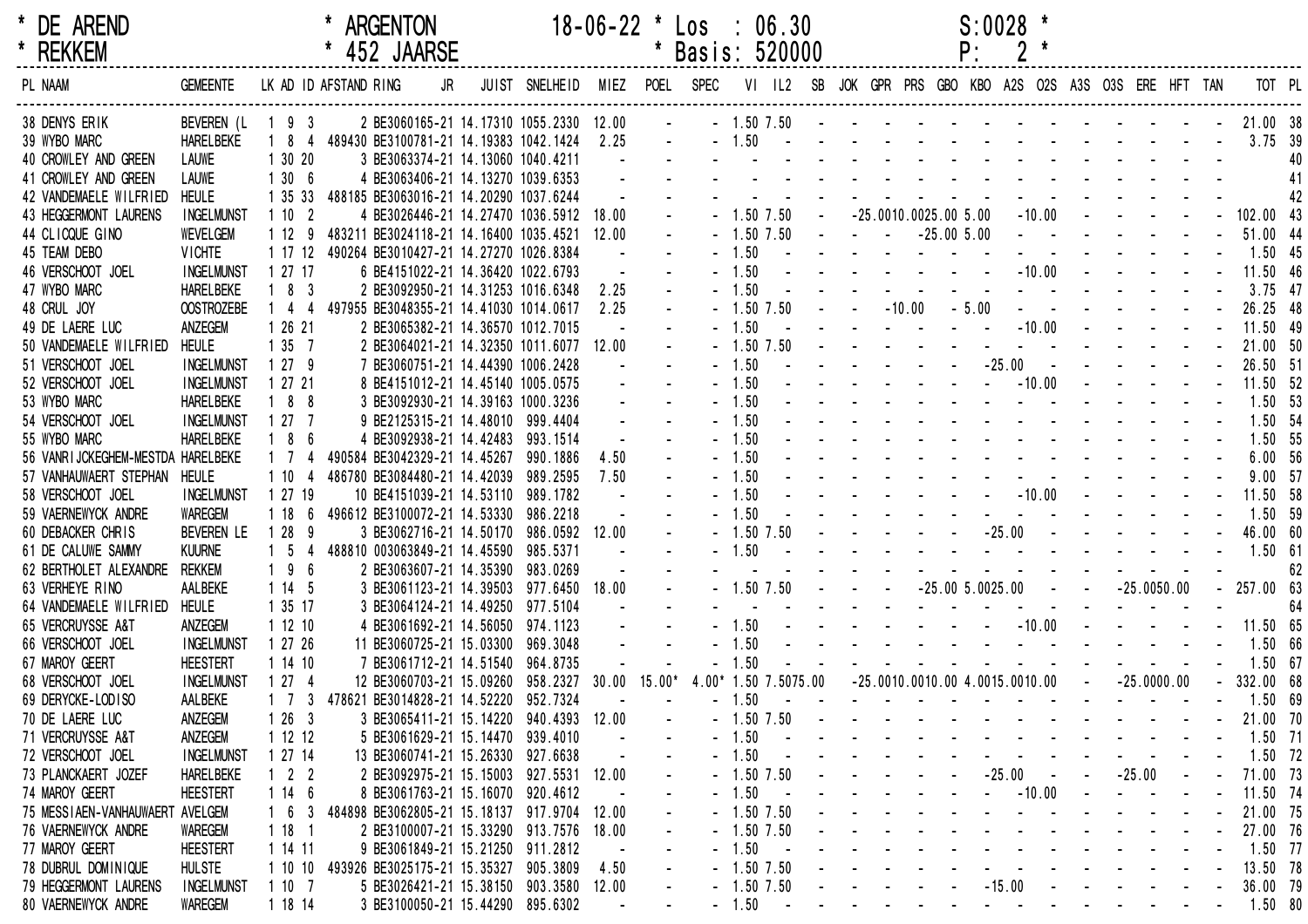\* DE AREND \* ARGENTON 18-06-22 \* Los : 06.30 S:0028 \*
\* REKKEM \* 452 JAARSE \* Basis: 520000 P: 2 \*

| PL | NAAM | GEMEENTE | LK | AD | ID | AFSTAND | RING | JR | JUIST | SNELHEID | MIEZ | POEL | SPEC | VI | IL2 | SB | JOK | GPR | PRS | GBO | KBO | A2S | O2S | A3S | O3S | ERE | HFT | TAN | TOT | PL |
|---|---|---|---|---|---|---|---|---|---|---|---|---|---|---|---|---|---|---|---|---|---|---|---|---|---|---|---|---|---|---|
| 38 | DENYS ERIK | BEVEREN (L | 1 | 9 | 3 | 2 | BE3060165-21 | | 14.17310 | 1055.2330 | 12.00 | - | - | 1.50 | 7.50 | - | - | - | - | - | - | - | - | - | - | - | - | - | 21.00 | 38 |
| 39 | WYBO MARC | HARELBEKE | 1 | 8 | 4 | 489430 | BE3100781-21 | | 14.19383 | 1042.1424 | 2.25 | - | - | 1.50 | - | - | - | - | - | - | - | - | - | - | - | - | - | - | 3.75 | 39 |
| 40 | CROWLEY AND GREEN | LAUWE | 1 | 30 | 20 | 3 | BE3063374-21 | | 14.13060 | 1040.4211 | - | - | - | - | - | - | - | - | - | - | - | - | - | - | - | - | - | - | | 40 |
| 41 | CROWLEY AND GREEN | LAUWE | 1 | 30 | 6 | 4 | BE3063406-21 | | 14.13270 | 1039.6353 | - | - | - | - | - | - | - | - | - | - | - | - | - | - | - | - | - | - | | 41 |
| 42 | VANDEMAELE WILFRIED | HEULE | 1 | 35 | 33 | 488185 | BE3063016-21 | | 14.20290 | 1037.6244 | - | - | - | - | - | - | - | - | - | - | - | - | - | - | - | - | - | - | | 42 |
| 43 | HEGGERMONT LAURENS | INGELMUNST | 1 | 10 | 2 | 4 | BE3026446-21 | | 14.27470 | 1036.5912 | 18.00 | - | - | 1.50 | 7.50 | - | - | 25.00 | 10.00 | 25.00 | 5.00 | - | 10.00 | - | - | - | - | - | 102.00 | 43 |
| 44 | CLICQUE GINO | WEVELGEM | 1 | 12 | 9 | 483211 | BE3024118-21 | | 14.16400 | 1035.4521 | 12.00 | - | - | 1.50 | 7.50 | - | - | - | - | 25.00 | 5.00 | - | - | - | - | - | - | - | 51.00 | 44 |
| 45 | TEAM DEBO | VICHTE | 1 | 17 | 12 | 490264 | BE3010427-21 | | 14.27270 | 1026.8384 | - | - | - | 1.50 | - | - | - | - | - | - | - | - | - | - | - | - | - | - | 1.50 | 45 |
| 46 | VERSCHOOT JOEL | INGELMUNST | 1 | 27 | 17 | 6 | BE4151022-21 | | 14.36420 | 1022.6793 | - | - | - | 1.50 | - | - | - | - | - | - | - | - | 10.00 | - | - | - | - | - | 11.50 | 46 |
| 47 | WYBO MARC | HARELBEKE | 1 | 8 | 3 | 2 | BE3092950-21 | | 14.31253 | 1016.6348 | 2.25 | - | - | 1.50 | - | - | - | - | - | - | - | - | - | - | - | - | - | - | 3.75 | 47 |
| 48 | CRUL JOY | OOSTROZEBE | 1 | 4 | 4 | 497955 | BE3048355-21 | | 14.41030 | 1014.0617 | 2.25 | - | - | 1.50 | 7.50 | - | - | - | 10.00 | - | 5.00 | - | - | - | - | - | - | - | 26.25 | 48 |
| 49 | DE LAERE LUC | ANZEGEM | 1 | 26 | 21 | 2 | BE3065382-21 | | 14.36570 | 1012.7015 | - | - | - | 1.50 | - | - | - | - | - | - | - | - | 10.00 | - | - | - | - | - | 11.50 | 49 |
| 50 | VANDEMAELE WILFRIED | HEULE | 1 | 35 | 7 | 2 | BE3064021-21 | | 14.32350 | 1011.6077 | 12.00 | - | - | 1.50 | 7.50 | - | - | - | - | - | - | - | - | - | - | - | - | - | 21.00 | 50 |
| 51 | VERSCHOOT JOEL | INGELMUNST | 1 | 27 | 9 | 7 | BE3060751-21 | | 14.44390 | 1006.2428 | - | - | - | 1.50 | - | - | - | - | - | - | - | 25.00 | - | - | - | - | - | - | 26.50 | 51 |
| 52 | VERSCHOOT JOEL | INGELMUNST | 1 | 27 | 21 | 8 | BE4151012-21 | | 14.45140 | 1005.0575 | - | - | - | 1.50 | - | - | - | - | - | - | - | - | 10.00 | - | - | - | - | - | 11.50 | 52 |
| 53 | WYBO MARC | HARELBEKE | 1 | 8 | 8 | 3 | BE3092930-21 | | 14.39163 | 1000.3236 | - | - | - | 1.50 | - | - | - | - | - | - | - | - | - | - | - | - | - | - | 1.50 | 53 |
| 54 | VERSCHOOT JOEL | INGELMUNST | 1 | 27 | 7 | 9 | BE2125315-21 | | 14.48010 | 999.4404 | - | - | - | 1.50 | - | - | - | - | - | - | - | - | - | - | - | - | - | - | 1.50 | 54 |
| 55 | WYBO MARC | HARELBEKE | 1 | 8 | 6 | 4 | BE3092938-21 | | 14.42483 | 993.1514 | - | - | - | 1.50 | - | - | - | - | - | - | - | - | - | - | - | - | - | - | 1.50 | 55 |
| 56 | VANRIJCKEGHEM-MESTDA | HARELBEKE | 1 | 7 | 4 | 490584 | BE3042329-21 | | 14.45267 | 990.1886 | 4.50 | - | - | 1.50 | - | - | - | - | - | - | - | - | - | - | - | - | - | - | 6.00 | 56 |
| 57 | VANHAUWAERT STEPHAN | HEULE | 1 | 10 | 4 | 486780 | BE3084480-21 | | 14.42039 | 989.2595 | 7.50 | - | - | 1.50 | - | - | - | - | - | - | - | - | - | - | - | - | - | - | 9.00 | 57 |
| 58 | VERSCHOOT JOEL | INGELMUNST | 1 | 27 | 19 | 10 | BE4151039-21 | | 14.53110 | 989.1782 | - | - | - | 1.50 | - | - | - | - | - | - | - | - | 10.00 | - | - | - | - | - | 11.50 | 58 |
| 59 | VAERNEWYCK ANDRE | WAREGEM | 1 | 18 | 6 | 496612 | BE3100072-21 | | 14.53330 | 986.2218 | - | - | - | 1.50 | - | - | - | - | - | - | - | - | - | - | - | - | - | - | 1.50 | 59 |
| 60 | DEBACKER CHRIS | BEVEREN LE | 1 | 28 | 9 | 3 | BE3062716-21 | | 14.50170 | 986.0592 | 12.00 | - | - | 1.50 | 7.50 | - | - | - | - | - | - | 25.00 | - | - | - | - | - | - | 46.00 | 60 |
| 61 | DE CALUWE SAMMY | KUURNE | 1 | 5 | 4 | 488810 | 003063849-21 | | 14.45590 | 985.5371 | - | - | - | 1.50 | - | - | - | - | - | - | - | - | - | - | - | - | - | - | 1.50 | 61 |
| 62 | BERTHOLET ALEXANDRE | REKKEM | 1 | 9 | 6 | 2 | BE3063607-21 | | 14.35390 | 983.0269 | - | - | - | - | - | - | - | - | - | - | - | - | - | - | - | - | - | - | | 62 |
| 63 | VERHEYE RINO | AALBEKE | 1 | 14 | 5 | 3 | BE3061123-21 | | 14.39503 | 977.6450 | 18.00 | - | - | 1.50 | 7.50 | - | - | - | - | 25.00 | 5.00 | 25.00 | - | - | - | 25.00 | 50.00 | - | 257.00 | 63 |
| 64 | VANDEMAELE WILFRIED | HEULE | 1 | 35 | 17 | 3 | BE3064124-21 | | 14.49250 | 977.5104 | - | - | - | - | - | - | - | - | - | - | - | - | - | - | - | - | - | - | | 64 |
| 65 | VERCRUYSSE A&T | ANZEGEM | 1 | 12 | 10 | 4 | BE3061692-21 | | 14.56050 | 974.1123 | - | - | - | 1.50 | - | - | - | - | - | - | - | - | 10.00 | - | - | - | - | - | 11.50 | 65 |
| 66 | VERSCHOOT JOEL | INGELMUNST | 1 | 27 | 26 | 11 | BE3060725-21 | | 15.03300 | 969.3048 | - | - | - | 1.50 | - | - | - | - | - | - | - | - | - | - | - | - | - | - | 1.50 | 66 |
| 67 | MAROY GEERT | HEESTERT | 1 | 14 | 10 | 7 | BE3061712-21 | | 14.51540 | 964.8735 | - | - | - | 1.50 | - | - | - | - | - | - | - | - | - | - | - | - | - | - | 1.50 | 67 |
| 68 | VERSCHOOT JOEL | INGELMUNST | 1 | 27 | 4 | 12 | BE3060703-21 | | 15.09260 | 958.2327 | 30.00 | 15.00* | 4.00* | 1.50 | 7.50 | 75.00 | - | 25.00 | 10.00 | 10.00 | 4.00 | 15.00 | 10.00 | - | - | 25.00 | 00.00 | - | 332.00 | 68 |
| 69 | DERYCKE-LODISO | AALBEKE | 1 | 7 | 3 | 478621 | BE3014828-21 | | 14.52220 | 952.7324 | - | - | - | 1.50 | - | - | - | - | - | - | - | - | - | - | - | - | - | - | 1.50 | 69 |
| 70 | DE LAERE LUC | ANZEGEM | 1 | 26 | 3 | 3 | BE3065411-21 | | 15.14220 | 940.4393 | 12.00 | - | - | 1.50 | 7.50 | - | - | - | - | - | - | - | - | - | - | - | - | - | 21.00 | 70 |
| 71 | VERCRUYSSE A&T | ANZEGEM | 1 | 12 | 12 | 5 | BE3061629-21 | | 15.14470 | 939.4010 | - | - | - | 1.50 | - | - | - | - | - | - | - | - | - | - | - | - | - | - | 1.50 | 71 |
| 72 | VERSCHOOT JOEL | INGELMUNST | 1 | 27 | 14 | 13 | BE3060741-21 | | 15.26330 | 927.6638 | - | - | - | 1.50 | - | - | - | - | - | - | - | - | - | - | - | - | - | - | 1.50 | 72 |
| 73 | PLANCKAERT JOZEF | HARELBEKE | 1 | 2 | 2 | 2 | BE3092975-21 | | 15.15003 | 927.5531 | 12.00 | - | - | 1.50 | 7.50 | - | - | - | - | - | - | 25.00 | - | - | - | 25.00 | - | - | 71.00 | 73 |
| 74 | MAROY GEERT | HEESTERT | 1 | 14 | 6 | 8 | BE3061763-21 | | 15.16070 | 920.4612 | - | - | - | 1.50 | - | - | - | - | - | - | - | - | 10.00 | - | - | - | - | - | 11.50 | 74 |
| 75 | MESSIAEN-VANHAUWAERT | AVELGEM | 1 | 6 | 3 | 484898 | BE3062805-21 | | 15.18137 | 917.9704 | 12.00 | - | - | 1.50 | 7.50 | - | - | - | - | - | - | - | - | - | - | - | - | - | 21.00 | 75 |
| 76 | VAERNEWYCK ANDRE | WAREGEM | 1 | 18 | 1 | 2 | BE3100007-21 | | 15.33290 | 913.7576 | 18.00 | - | - | 1.50 | 7.50 | - | - | - | - | - | - | - | - | - | - | - | - | - | 27.00 | 76 |
| 77 | MAROY GEERT | HEESTERT | 1 | 14 | 11 | 9 | BE3061849-21 | | 15.21250 | 911.2812 | - | - | - | 1.50 | - | - | - | - | - | - | - | - | - | - | - | - | - | - | 1.50 | 77 |
| 78 | DUBRUL DOMINIQUE | HULSTE | 1 | 10 | 10 | 493926 | BE3025175-21 | | 15.35327 | 905.3809 | 4.50 | - | - | 1.50 | 7.50 | - | - | - | - | - | - | - | - | - | - | - | - | - | 13.50 | 78 |
| 79 | HEGGERMONT LAURENS | INGELMUNST | 1 | 10 | 7 | 5 | BE3026421-21 | | 15.38150 | 903.3580 | 12.00 | - | - | 1.50 | 7.50 | - | - | - | - | - | - | 15.00 | - | - | - | - | - | - | 36.00 | 79 |
| 80 | VAERNEWYCK ANDRE | WAREGEM | 1 | 18 | 14 | 3 | BE3100050-21 | | 15.44290 | 895.6302 | - | - | - | 1.50 | - | - | - | - | - | - | - | - | - | - | - | - | - | - | 1.50 | 80 |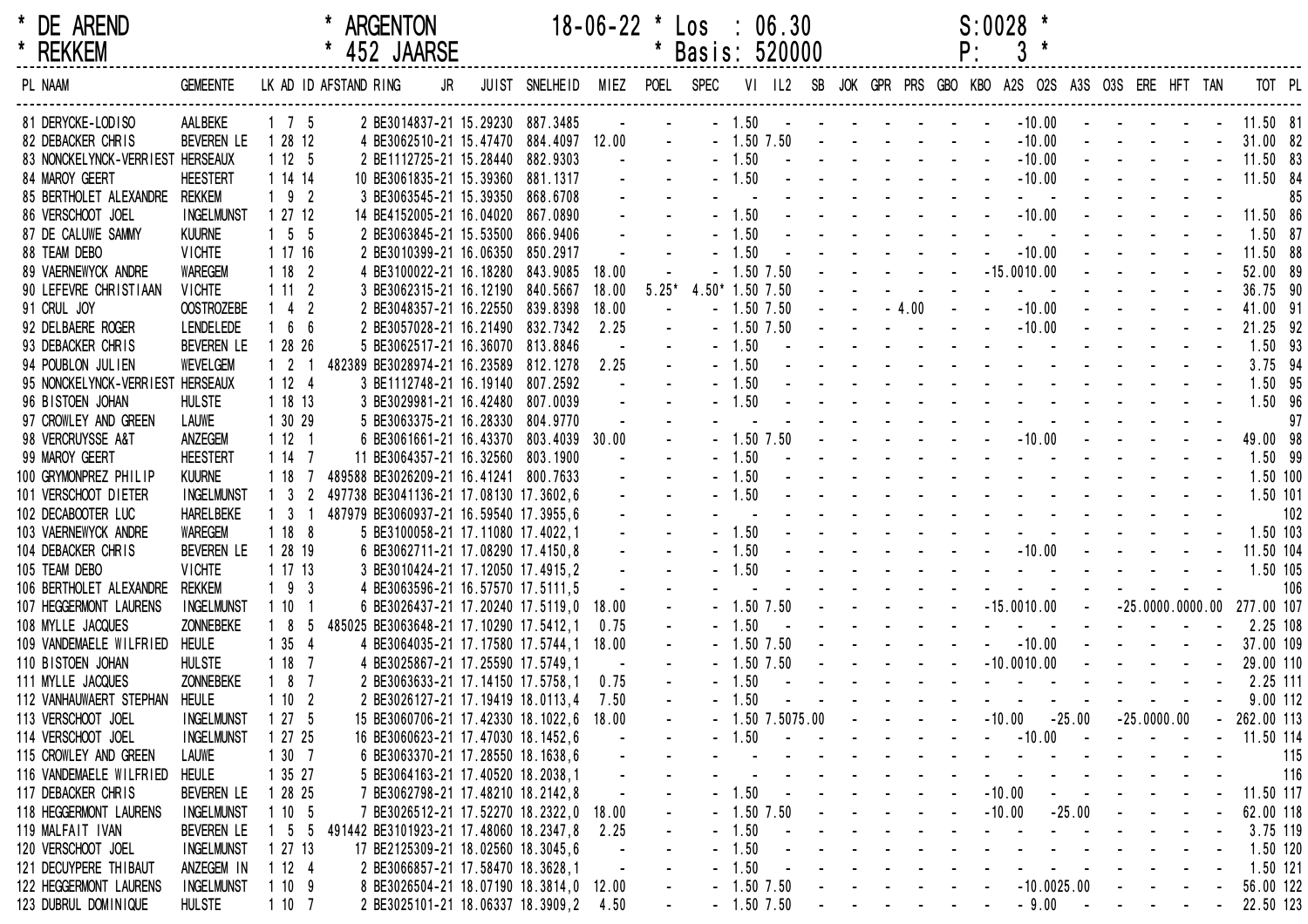* DE AREND * ARGENTON 18-06-22 * Los : 06.30 S:0028 *
* REKKEM * 452 JAARSE * Basis: 520000 P: 3 *

| PL | NAAM | GEMEENTE | LK | AD | ID | AFSTAND | RING | JR | JUIST | SNELHEID | MIEZ | POEL | SPEC | VI | IL2 | SB | JOK | GPR | PRS | GBO | KBO | A2S | O2S | A3S | O3S | ERE | HFT | TAN | TOT | PL |
|---|---|---|---|---|---|---|---|---|---|---|---|---|---|---|---|---|---|---|---|---|---|---|---|---|---|---|---|---|---|---|
| 81 | DERYCKE-LODISO | AALBEKE | 1 | 7 | 5 | 2 | BE3014837 | 21 | 15.29230 | 887.3485 | - | - | - | 1.50 | - | - | - | - | - | - | - | - | 10.00 | - | - | - | - | - | 11.50 | 81 |
| 82 | DEBACKER CHRIS | BEVEREN LE | 1 | 28 | 12 | 4 | BE3062510 | 21 | 15.47470 | 884.4097 | 12.00 | - | - | 1.50 | 7.50 | - | - | - | - | - | - | - | 10.00 | - | - | - | - | - | 31.00 | 82 |
| 83 | NONCKELYNCK-VERRIEST | HERSEAUX | 1 | 12 | 5 | 2 | BE1112725 | 21 | 15.28440 | 882.9303 | - | - | - | 1.50 | - | - | - | - | - | - | - | - | 10.00 | - | - | - | - | - | 11.50 | 83 |
| 84 | MAROY GEERT | HEESTERT | 1 | 14 | 14 | 10 | BE3061835 | 21 | 15.39360 | 881.1317 | - | - | - | 1.50 | - | - | - | - | - | - | - | - | 10.00 | - | - | - | - | - | 11.50 | 84 |
| 85 | BERTHOLET ALEXANDRE | REKKEM | 1 | 9 | 2 | 3 | BE3063545 | 21 | 15.39350 | 868.6708 | - | - | - | - | - | - | - | - | - | - | - | - | - | - | - | - | - | - | | 85 |
| 86 | VERSCHOOT JOEL | INGELMUNST | 1 | 27 | 12 | 14 | BE4152005 | 21 | 16.04020 | 867.0890 | - | - | - | 1.50 | - | - | - | - | - | - | - | - | 10.00 | - | - | - | - | - | 11.50 | 86 |
| 87 | DE CALUWE SAMMY | KUURNE | 1 | 5 | 5 | 2 | BE3063845 | 21 | 15.53500 | 866.9406 | - | - | - | 1.50 | - | - | - | - | - | - | - | - | - | - | - | - | - | - | 1.50 | 87 |
| 88 | TEAM DEBO | VICHTE | 1 | 17 | 16 | 2 | BE3010399 | 21 | 16.06350 | 850.2917 | - | - | - | 1.50 | - | - | - | - | - | - | - | - | 10.00 | - | - | - | - | - | 11.50 | 88 |
| 89 | VAERNEWYCK ANDRE | WAREGEM | 1 | 18 | 2 | 4 | BE3100022 | 21 | 16.18280 | 843.9085 | 18.00 | - | - | 1.50 | 7.50 | - | - | - | - | - | - | 15.00 | 10.00 | - | - | - | - | - | 52.00 | 89 |
| 90 | LEFEVRE CHRISTIAAN | VICHTE | 1 | 11 | 2 | 3 | BE3062315 | 21 | 16.12190 | 840.5667 | 18.00 | 5.25* | 4.50* | 1.50 | 7.50 | - | - | - | - | - | - | - | - | - | - | - | - | - | 36.75 | 90 |
| 91 | CRUL JOY | OOSTROZEBE | 1 | 4 | 2 | 2 | BE3048357 | 21 | 16.22550 | 839.8398 | 18.00 | - | - | 1.50 | 7.50 | - | - | - | 4.00 | - | - | - | 10.00 | - | - | - | - | - | 41.00 | 91 |
| 92 | DELBAERE ROGER | LENDELEDE | 1 | 6 | 6 | 2 | BE3057028 | 21 | 16.21490 | 832.7342 | 2.25 | - | - | 1.50 | 7.50 | - | - | - | - | - | - | - | 10.00 | - | - | - | - | - | 21.25 | 92 |
| 93 | DEBACKER CHRIS | BEVEREN LE | 1 | 28 | 26 | 5 | BE3062517 | 21 | 16.36070 | 813.8846 | - | - | - | 1.50 | - | - | - | - | - | - | - | - | - | - | - | - | - | - | 1.50 | 93 |
| 94 | POUBLON JULIEN | WEVELGEM | 1 | 2 | 1 | 482389 | BE3028974 | 21 | 16.23589 | 812.1278 | 2.25 | - | - | 1.50 | - | - | - | - | - | - | - | - | - | - | - | - | - | - | 3.75 | 94 |
| 95 | NONCKELYNCK-VERRIEST | HERSEAUX | 1 | 12 | 4 | 3 | BE1112748 | 21 | 16.19140 | 807.2592 | - | - | - | 1.50 | - | - | - | - | - | - | - | - | - | - | - | - | - | - | 1.50 | 95 |
| 96 | BISTOEN JOHAN | HULSTE | 1 | 18 | 13 | 3 | BE3029981 | 21 | 16.42480 | 807.0039 | - | - | - | 1.50 | - | - | - | - | - | - | - | - | - | - | - | - | - | - | 1.50 | 96 |
| 97 | CROWLEY AND GREEN | LAUWE | 1 | 30 | 29 | 5 | BE3063375 | 21 | 16.28330 | 804.9770 | - | - | - | - | - | - | - | - | - | - | - | - | - | - | - | - | - | - | | 97 |
| 98 | VERCRUYSSE A&T | ANZEGEM | 1 | 12 | 1 | 6 | BE3061661 | 21 | 16.43370 | 803.4039 | 30.00 | - | - | 1.50 | 7.50 | - | - | - | - | - | - | - | 10.00 | - | - | - | - | - | 49.00 | 98 |
| 99 | MAROY GEERT | HEESTERT | 1 | 14 | 7 | 11 | BE3064357 | 21 | 16.32560 | 803.1900 | - | - | - | 1.50 | - | - | - | - | - | - | - | - | - | - | - | - | - | - | 1.50 | 99 |
| 100 | GRYMONPREZ PHILIP | KUURNE | 1 | 18 | 7 | 489588 | BE3026209 | 21 | 16.41241 | 800.7633 | - | - | - | 1.50 | - | - | - | - | - | - | - | - | - | - | - | - | - | - | 1.50 | 100 |
| 101 | VERSCHOOT DIETER | INGELMUNST | 1 | 3 | 2 | 497738 | BE3041136 | 21 | 17.08130 | 17.3602,6 | - | - | - | 1.50 | - | - | - | - | - | - | - | - | - | - | - | - | - | - | 1.50 | 101 |
| 102 | DECABOOTER LUC | HARELBEKE | 1 | 3 | 1 | 487979 | BE3060937 | 21 | 16.59540 | 17.3955,6 | - | - | - | - | - | - | - | - | - | - | - | - | - | - | - | - | - | - | | 102 |
| 103 | VAERNEWYCK ANDRE | WAREGEM | 1 | 18 | 8 | 5 | BE3100058 | 21 | 17.11080 | 17.4022,1 | - | - | - | 1.50 | - | - | - | - | - | - | - | - | - | - | - | - | - | - | 1.50 | 103 |
| 104 | DEBACKER CHRIS | BEVEREN LE | 1 | 28 | 19 | 6 | BE3062711 | 21 | 17.08290 | 17.4150,8 | - | - | - | 1.50 | - | - | - | - | - | - | - | - | 10.00 | - | - | - | - | - | 11.50 | 104 |
| 105 | TEAM DEBO | VICHTE | 1 | 17 | 13 | 3 | BE3010424 | 21 | 17.12050 | 17.4915,2 | - | - | - | 1.50 | - | - | - | - | - | - | - | - | - | - | - | - | - | - | 1.50 | 105 |
| 106 | BERTHOLET ALEXANDRE | REKKEM | 1 | 9 | 3 | 4 | BE3063596 | 21 | 16.57570 | 17.5111,5 | - | - | - | - | - | - | - | - | - | - | - | - | - | - | - | - | - | - | | 106 |
| 107 | HEGGERMONT LAURENS | INGELMUNST | 1 | 10 | 1 | 6 | BE3026437 | 21 | 17.20240 | 17.5119,0 | 18.00 | - | - | 1.50 | 7.50 | - | - | - | - | - | - | 15.00 | 10.00 | - | 25.00 | 00.00 | 00.00 | | 277.00 | 107 |
| 108 | MYLLE JACQUES | ZONNEBEKE | 1 | 8 | 5 | 485025 | BE3063648 | 21 | 17.10290 | 17.5412,1 | 0.75 | - | - | 1.50 | - | - | - | - | - | - | - | - | - | - | - | - | - | - | 2.25 | 108 |
| 109 | VANDEMAELE WILFRIED | HEULE | 1 | 35 | 4 | 4 | BE3064035 | 21 | 17.17580 | 17.5744,1 | 18.00 | - | - | 1.50 | 7.50 | - | - | - | - | - | - | - | 10.00 | - | - | - | - | - | 37.00 | 109 |
| 110 | BISTOEN JOHAN | HULSTE | 1 | 18 | 7 | 4 | BE3025867 | 21 | 17.25590 | 17.5749,1 | - | - | - | 1.50 | 7.50 | - | - | - | - | - | - | 10.00 | 10.00 | - | - | - | - | - | 29.00 | 110 |
| 111 | MYLLE JACQUES | ZONNEBEKE | 1 | 8 | 7 | 2 | BE3063633 | 21 | 17.14150 | 17.5758,1 | 0.75 | - | - | 1.50 | - | - | - | - | - | - | - | - | - | - | - | - | - | - | 2.25 | 111 |
| 112 | VANHAUWAERT STEPHAN | HEULE | 1 | 10 | 2 | 2 | BE3026127 | 21 | 17.19419 | 18.0113,4 | 7.50 | - | - | 1.50 | - | - | - | - | - | - | - | - | - | - | - | - | - | - | 9.00 | 112 |
| 113 | VERSCHOOT JOEL | INGELMUNST | 1 | 27 | 5 | 15 | BE3060706 | 21 | 17.42330 | 18.1022,6 | 18.00 | - | - | 1.50 | 7.50 | 75.00 | - | - | - | - | - | 10.00 | - | 25.00 | 25.00 | 00.00 | - | | 262.00 | 113 |
| 114 | VERSCHOOT JOEL | INGELMUNST | 1 | 27 | 25 | 16 | BE3060623 | 21 | 17.47030 | 18.1452,6 | - | - | - | 1.50 | - | - | - | - | - | - | - | - | 10.00 | - | - | - | - | - | 11.50 | 114 |
| 115 | CROWLEY AND GREEN | LAUWE | 1 | 30 | 7 | 6 | BE3063370 | 21 | 17.28550 | 18.1638,6 | - | - | - | - | - | - | - | - | - | - | - | - | - | - | - | - | - | - | | 115 |
| 116 | VANDEMAELE WILFRIED | HEULE | 1 | 35 | 27 | 5 | BE3064163 | 21 | 17.40520 | 18.2038,1 | - | - | - | - | - | - | - | - | - | - | - | - | - | - | - | - | - | - | | 116 |
| 117 | DEBACKER CHRIS | BEVEREN LE | 1 | 28 | 25 | 7 | BE3062798 | 21 | 17.48210 | 18.2142,8 | - | - | - | 1.50 | - | - | - | - | - | - | - | 10.00 | - | - | - | - | - | - | 11.50 | 117 |
| 118 | HEGGERMONT LAURENS | INGELMUNST | 1 | 10 | 5 | 7 | BE3026512 | 21 | 17.52270 | 18.2322,0 | 18.00 | - | - | 1.50 | 7.50 | - | - | - | - | - | - | 10.00 | - | 25.00 | - | - | - | - | 62.00 | 118 |
| 119 | MALFAIT IVAN | BEVEREN LE | 1 | 5 | 5 | 491442 | BE3101923 | 21 | 17.48060 | 18.2347,8 | 2.25 | - | - | 1.50 | - | - | - | - | - | - | - | - | - | - | - | - | - | - | 3.75 | 119 |
| 120 | VERSCHOOT JOEL | INGELMUNST | 1 | 27 | 13 | 17 | BE2125309 | 21 | 18.02560 | 18.3045,6 | - | - | - | 1.50 | - | - | - | - | - | - | - | - | - | - | - | - | - | - | 1.50 | 120 |
| 121 | DECUYPERE THIBAUT | ANZEGEM IN | 1 | 12 | 4 | 2 | BE3066857 | 21 | 17.58470 | 18.3628,1 | - | - | - | 1.50 | - | - | - | - | - | - | - | - | - | - | - | - | - | - | 1.50 | 121 |
| 122 | HEGGERMONT LAURENS | INGELMUNST | 1 | 10 | 9 | 8 | BE3026504 | 21 | 18.07190 | 18.3814,0 | 12.00 | - | - | 1.50 | 7.50 | - | - | - | - | - | - | - | 10.00 | 25.00 | - | - | - | - | 56.00 | 122 |
| 123 | DUBRUL DOMINIQUE | HULSTE | 1 | 10 | 7 | 2 | BE3025101 | 21 | 18.06337 | 18.3909,2 | 4.50 | - | - | 1.50 | 7.50 | - | - | - | - | - | - | - | 9.00 | - | - | - | - | - | 22.50 | 123 |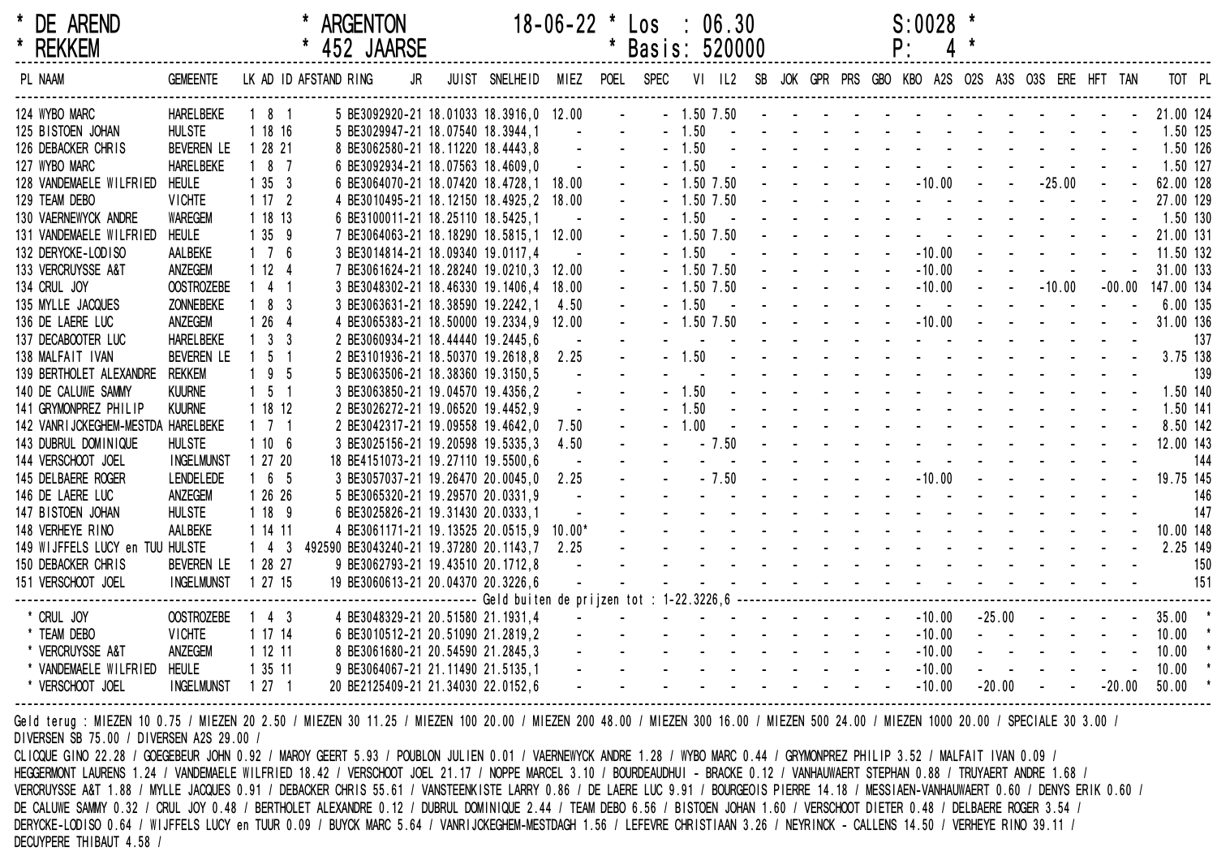\* DE AREND * ARGENTON 18-06-22 * Los : 06.30 S:0028 *
\* REKKEM * 452 JAARSE * Basis: 520000 P: 4 *

| PL | NAAM | GEMEENTE | LK | AD | ID | AFSTAND | RING | JR | JUIST | SNELHEID | MIEZ | POEL | SPEC | VI | IL2 | SB | JOK | GPR | PRS | GBO | KBO | A2S | O2S | A3S | O3S | ERE | HFT | TAN | TOT | PL |
|---|---|---|---|---|---|---|---|---|---|---|---|---|---|---|---|---|---|---|---|---|---|---|---|---|---|---|---|---|---|---|
| 124 | WYBO MARC | HARELBEKE | 1 | 8 | 1 | 5 | BE3092920-21 | | 18.01033 | 18.3916,0 | 12.00 | - | - | 1.50 | 7.50 | - | - | - | - | - | - | - | - | - | - | - | - | - | 21.00 | 124 |
| 125 | BISTOEN JOHAN | HULSTE | 1 | 18 | 16 | 5 | BE3029947-21 | | 18.07540 | 18.3944,1 | - | - | - | 1.50 | - | - | - | - | - | - | - | - | - | - | - | - | - | - | 1.50 | 125 |
| 126 | DEBACKER CHRIS | BEVEREN LE | 1 | 28 | 21 | 8 | BE3062580-21 | | 18.11220 | 18.4443,8 | - | - | - | 1.50 | - | - | - | - | - | - | - | - | - | - | - | - | - | - | 1.50 | 126 |
| 127 | WYBO MARC | HARELBEKE | 1 | 8 | 7 | 6 | BE3092934-21 | | 18.07563 | 18.4609,0 | - | - | - | 1.50 | - | - | - | - | - | - | - | - | - | - | - | - | - | - | 1.50 | 127 |
| 128 | VANDEMAELE WILFRIED | HEULE | 1 | 35 | 3 | 6 | BE3064070-21 | | 18.07420 | 18.4728,1 | 18.00 | - | - | 1.50 | 7.50 | - | - | - | - | - | - | -10.00 | - | - | - | -25.00 | - | - | 62.00 | 128 |
| 129 | TEAM DEBO | VICHTE | 1 | 17 | 2 | 4 | BE3010495-21 | | 18.12150 | 18.4925,2 | 18.00 | - | - | 1.50 | 7.50 | - | - | - | - | - | - | - | - | - | - | - | - | - | 27.00 | 129 |
| 130 | VAERNEWYCK ANDRE | WAREGEM | 1 | 18 | 13 | 6 | BE3100011-21 | | 18.25110 | 18.5425,1 | - | - | - | 1.50 | - | - | - | - | - | - | - | - | - | - | - | - | - | - | 1.50 | 130 |
| 131 | VANDEMAELE WILFRIED | HEULE | 1 | 35 | 9 | 7 | BE3064063-21 | | 18.18290 | 18.5815,1 | 12.00 | - | - | 1.50 | 7.50 | - | - | - | - | - | - | - | - | - | - | - | - | - | 21.00 | 131 |
| 132 | DERYCKE-LODISO | AALBEKE | 1 | 7 | 6 | 3 | BE3014814-21 | | 18.09340 | 19.0117,4 | - | - | - | 1.50 | - | - | - | - | - | - | - | -10.00 | - | - | - | - | - | - | 11.50 | 132 |
| 133 | VERCRUYSSE A&T | ANZEGEM | 1 | 12 | 4 | 7 | BE3061624-21 | | 18.28240 | 19.0210,3 | 12.00 | - | - | 1.50 | 7.50 | - | - | - | - | - | - | -10.00 | - | - | - | - | - | - | 31.00 | 133 |
| 134 | CRUL JOY | OOSTROZEBE | 1 | 4 | 1 | 3 | BE3048302-21 | | 18.46330 | 19.1406,4 | 18.00 | - | - | 1.50 | 7.50 | - | - | - | - | - | - | -10.00 | - | - | | -10.00 | | -00.00 | 147.00 | 134 |
| 135 | MYLLE JACQUES | ZONNEBEKE | 1 | 8 | 3 | 3 | BE3063631-21 | | 18.38590 | 19.2242,1 | 4.50 | - | - | 1.50 | - | - | - | - | - | - | - | - | - | - | - | - | - | - | 6.00 | 135 |
| 136 | DE LAERE LUC | ANZEGEM | 1 | 26 | 4 | 4 | BE3065383-21 | | 18.50000 | 19.2334,9 | 12.00 | - | - | 1.50 | 7.50 | - | - | - | - | - | - | -10.00 | - | - | - | - | - | - | 31.00 | 136 |
| 137 | DECABOOTER LUC | HARELBEKE | 1 | 3 | 3 | 2 | BE3060934-21 | | 18.44440 | 19.2445,6 | - | - | - | - | - | - | - | - | - | - | - | - | - | - | - | - | - | - | | 137 |
| 138 | MALFAIT IVAN | BEVEREN LE | 1 | 5 | 1 | 2 | BE3101936-21 | | 18.50370 | 19.2618,8 | 2.25 | - | - | 1.50 | - | - | - | - | - | - | - | - | - | - | - | - | - | - | 3.75 | 138 |
| 139 | BERTHOLET ALEXANDRE | REKKEM | 1 | 9 | 5 | 5 | BE3063506-21 | | 18.38360 | 19.3150,5 | - | - | - | - | - | - | - | - | - | - | - | - | - | - | - | - | - | - | | 139 |
| 140 | DE CALUWE SAMMY | KUURNE | 1 | 5 | 1 | 3 | BE3063850-21 | | 19.04570 | 19.4356,2 | - | - | - | 1.50 | - | - | - | - | - | - | - | - | - | - | - | - | - | - | 1.50 | 140 |
| 141 | GRYMONPREZ PHILIP | KUURNE | 1 | 18 | 12 | 2 | BE3026272-21 | | 19.06520 | 19.4452,9 | - | - | - | 1.50 | - | - | - | - | - | - | - | - | - | - | - | - | - | - | 1.50 | 141 |
| 142 | VANRIJCKEGHEM-MESTDA | HARELBEKE | 1 | 7 | 1 | 2 | BE3042317-21 | | 19.09558 | 19.4642,0 | 7.50 | - | - | 1.00 | - | - | - | - | - | - | - | - | - | - | - | - | - | - | 8.50 | 142 |
| 143 | DUBRUL DOMINIQUE | HULSTE | 1 | 10 | 6 | 3 | BE3025156-21 | | 19.20598 | 19.5335,3 | 4.50 | - | - | - | 7.50 | - | - | - | - | - | - | - | - | - | - | - | - | - | 12.00 | 143 |
| 144 | VERSCHOOT JOEL | INGELMUNST | 1 | 27 | 20 | 18 | BE4151073-21 | | 19.27110 | 19.5500,6 | - | - | - | - | - | - | - | - | - | - | - | - | - | - | - | - | - | - | | 144 |
| 145 | DELBAERE ROGER | LENDELEDE | 1 | 6 | 5 | 3 | BE3057037-21 | | 19.26470 | 20.0045,0 | 2.25 | - | - | - | 7.50 | - | - | - | - | - | - | -10.00 | - | - | - | - | - | - | 19.75 | 145 |
| 146 | DE LAERE LUC | ANZEGEM | 1 | 26 | 26 | 5 | BE3065320-21 | | 19.29570 | 20.0331,9 | - | - | - | - | - | - | - | - | - | - | - | - | - | - | - | - | - | - | | 146 |
| 147 | BISTOEN JOHAN | HULSTE | 1 | 18 | 9 | 6 | BE3025826-21 | | 19.31430 | 20.0333,1 | - | - | - | - | - | - | - | - | - | - | - | - | - | - | - | - | - | - | | 147 |
| 148 | VERHEYE RINO | AALBEKE | 1 | 14 | 11 | 4 | BE3061171-21 | | 19.13525 | 20.0515,9 | 10.00* | - | - | - | - | - | - | - | - | - | - | - | - | - | - | - | - | - | 10.00 | 148 |
| 149 | WIJFFELS LUCY en TUU | HULSTE | 1 | 4 | 3 | 492590 | BE3043240-21 | | 19.37280 | 20.1143,7 | 2.25 | - | - | - | - | - | - | - | - | - | - | - | - | - | - | - | - | - | 2.25 | 149 |
| 150 | DEBACKER CHRIS | BEVEREN LE | 1 | 28 | 27 | 9 | BE3062793-21 | | 19.43510 | 20.1712,8 | - | - | - | - | - | - | - | - | - | - | - | - | - | - | - | - | - | - | | 150 |
| 151 | VERSCHOOT JOEL | INGELMUNST | 1 | 27 | 15 | 19 | BE3060613-21 | | 20.04370 | 20.3226,6 | - | - | - | - | - | - | - | - | - | - | - | - | - | - | - | - | - | - | | 151 |
| Geld buiten de prijzen tot : 1-22.3226,6 | | | | | | | | | | | | | | | | | | | | | | | | | | | | | | |
| * | CRUL JOY | OOSTROZEBE | 1 | 4 | 3 | 4 | BE3048329-21 | | 20.51580 | 21.1931,4 | - | - | - | - | - | - | - | - | - | - | - | -10.00 | | -25.00 | - | - | - | - | 35.00 | * |
| * | TEAM DEBO | VICHTE | 1 | 17 | 14 | 6 | BE3010512-21 | | 20.51090 | 21.2819,2 | - | - | - | - | - | - | - | - | - | - | - | -10.00 | - | - | - | - | - | - | 10.00 | * |
| * | VERCRUYSSE A&T | ANZEGEM | 1 | 12 | 11 | 8 | BE3061680-21 | | 20.54590 | 21.2845,3 | - | - | - | - | - | - | - | - | - | - | - | -10.00 | - | - | - | - | - | - | 10.00 | * |
| * | VANDEMAELE WILFRIED | HEULE | 1 | 35 | 11 | 9 | BE3064067-21 | | 21.11490 | 21.5135,1 | - | - | - | - | - | - | - | - | - | - | - | -10.00 | - | - | - | - | - | - | 10.00 | * |
| * | VERSCHOOT JOEL | INGELMUNST | 1 | 27 | 1 | 20 | BE2125409-21 | | 21.34030 | 22.0152,6 | - | - | - | - | - | - | - | - | - | - | - | -10.00 | | -20.00 | - | - | | -20.00 | 50.00 | * |

Geld terug : MIEZEN 10 0.75 / MIEZEN 20 2.50 / MIEZEN 30 11.25 / MIEZEN 100 20.00 / MIEZEN 200 48.00 / MIEZEN 300 16.00 / MIEZEN 500 24.00 / MIEZEN 1000 20.00 / SPECIALE 30 3.00 / DIVERSEN SB 75.00 / DIVERSEN A2S 29.00 /

CLICQUE GINO 22.28 / GOEGEBEUR JOHN 0.92 / MAROY GEERT 5.93 / POUBLON JULIEN 0.01 / VAERNEWYCK ANDRE 1.28 / WYBO MARC 0.44 / GRYMONPREZ PHILIP 3.52 / MALFAIT IVAN 0.09 / HEGGERMONT LAURENS 1.24 / VANDEMAELE WILFRIED 18.42 / VERSCHOOT JOEL 21.17 / NOPPE MARCEL 3.10 / BOURDEAUDHUI - BRACKE 0.12 / VANHAUWAERT STEPHAN 0.88 / TRUYAERT ANDRE 1.68 / VERCRUYSSE A&T 1.88 / MYLLE JACQUES 0.91 / DEBACKER CHRIS 55.61 / VANSTEENKISTE LARRY 0.86 / DE LAERE LUC 9.91 / BOURGEOIS PIERRE 14.18 / MESSIAEN-VANHAUWAERT 0.60 / DENYS ERIK 0.60 / DE CALUWE SAMMY 0.32 / CRUL JOY 0.48 / BERTHOLET ALEXANDRE 0.12 / DUBRUL DOMINIQUE 2.44 / TEAM DEBO 6.56 / BISTOEN JOHAN 1.60 / VERSCHOOT DIETER 0.48 / DELBAERE ROGER 3.54 / DERYCKE-LODISO 0.64 / WIJFFELS LUCY en TUUR 0.09 / BUYCK MARC 5.64 / VANRIJCKEGHEM-MESTDAGH 1.56 / LEFEVRE CHRISTIAAN 3.26 / NEYRINCK - CALLENS 14.50 / VERHEYE RINO 39.11 / DECUYPERE THIBAUT 4.58 /